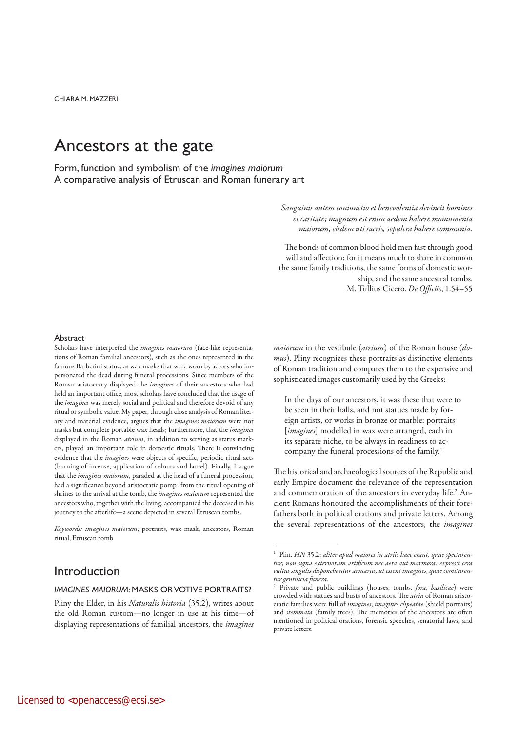CHIARA M. MAZZERI

# Ancestors at the gate

## Form, function and symbolism of the *imagines maiorum*
## A comparative analysis of Etruscan and Roman funerary art

*Sanguinis autem coniunctio et benevolentia devincit homines et caritate; magnum est enim aedem habere momumenta maiorum, eisdem uti sacris, sepulcra habere communia.*

The bonds of common blood hold men fast through good will and affection; for it means much to share in common the same family traditions, the same forms of domestic worship, and the same ancestral tombs.
M. Tullius Cicero. *De Officiis*, 1.54–55

### Abstract

Scholars have interpreted the *imagines maiorum* (face-like representations of Roman familial ancestors), such as the ones represented in the famous Barberini statue, as wax masks that were worn by actors who impersonated the dead during funeral processions. Since members of the Roman aristocracy displayed the *imagines* of their ancestors who had held an important office, most scholars have concluded that the usage of the *imagines* was merely social and political and therefore devoid of any ritual or symbolic value. My paper, through close analysis of Roman literary and material evidence, argues that the *imagines maiorum* were not masks but complete portable wax heads; furthermore, that the *imagines* displayed in the Roman *atrium*, in addition to serving as status markers, played an important role in domestic rituals. There is convincing evidence that the *imagines* were objects of specific, periodic ritual acts (burning of incense, application of colours and laurel). Finally, I argue that the *imagines maiorum*, paraded at the head of a funeral procession, had a significance beyond aristocratic pomp: from the ritual opening of shrines to the arrival at the tomb, the *imagines maiorum* represented the ancestors who, together with the living, accompanied the deceased in his journey to the afterlife—a scene depicted in several Etruscan tombs.

*Keywords: imagines maiorum*, portraits, wax mask, ancestors, Roman ritual, Etruscan tomb

## Introduction

### *IMAGINES MAIORUM*: MASKS OR VOTIVE PORTRAITS?

Pliny the Elder, in his *Naturalis historia* (35.2), writes about the old Roman custom—no longer in use at his time—of displaying representations of familial ancestors, the *imagines maiorum* in the vestibule (*atrium*) of the Roman house (*domus*). Pliny recognizes these portraits as distinctive elements of Roman tradition and compares them to the expensive and sophisticated images customarily used by the Greeks:

> In the days of our ancestors, it was these that were to be seen in their halls, and not statues made by foreign artists, or works in bronze or marble: portraits [*imagines*] modelled in wax were arranged, each in its separate niche, to be always in readiness to accompany the funeral processions of the family.[1]

The historical and archaeological sources of the Republic and early Empire document the relevance of the representation and commemoration of the ancestors in everyday life.[2] Ancient Romans honoured the accomplishments of their forefathers both in political orations and private letters. Among the several representations of the ancestors, the *imagines*

---

[1] Plin. *HN* 35.2: *aliter apud maiores in atriis haec erant, quae spectarentur; non signa externorum artificum nec aera aut marmora: expressi cera vultus singulis disponebantur armariis, ut essent imagines, quae comitarentur gentilicia funera.*

[2] Private and public buildings (houses, tombs, *fora*, *basilicae*) were crowded with statues and busts of ancestors. The *atria* of Roman aristocratic families were full of *imagines*, *imagines clipeatae* (shield portraits) and *stemmata* (family trees). The memories of the ancestors are often mentioned in political orations, forensic speeches, senatorial laws, and private letters.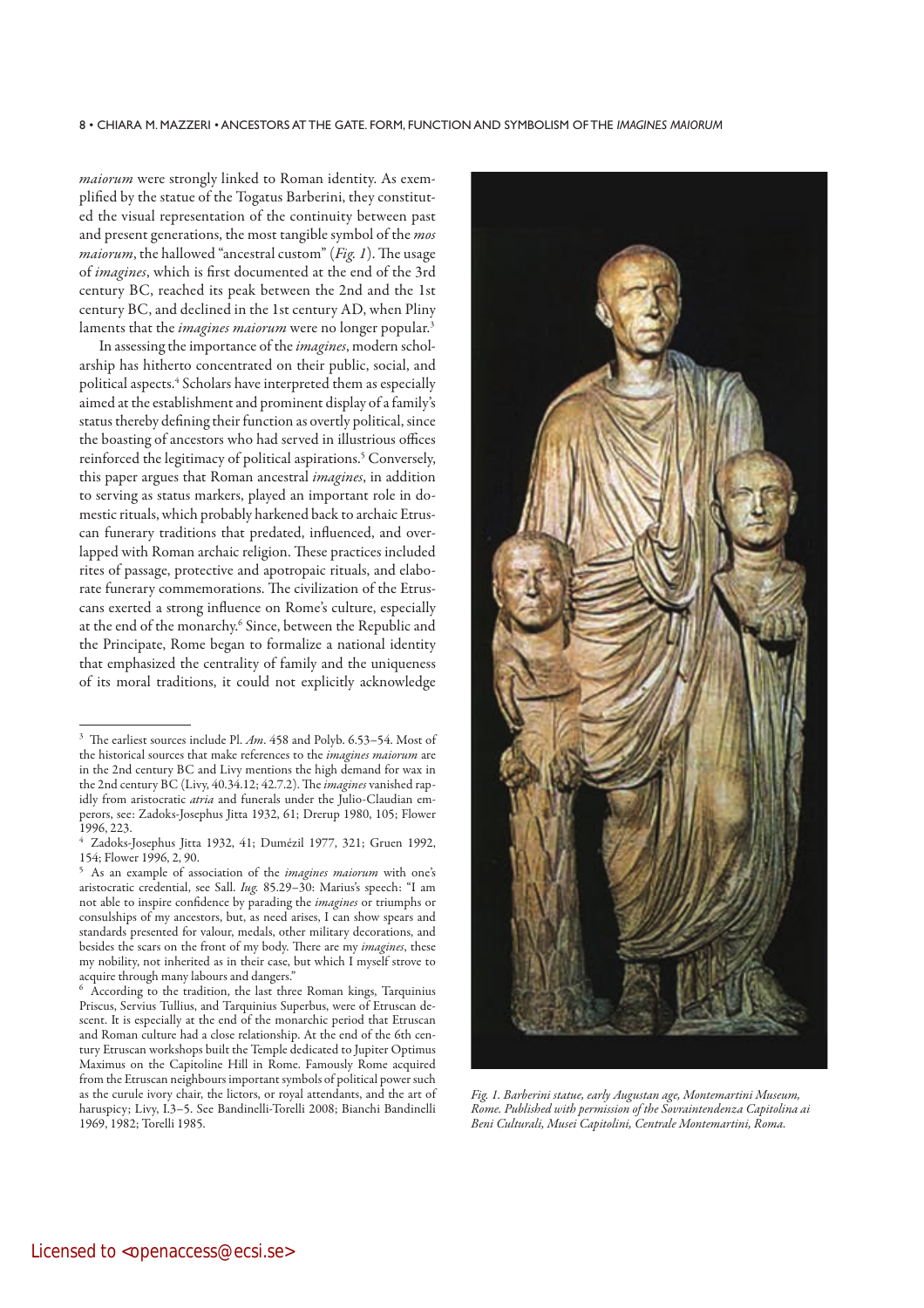*maiorum* were strongly linked to Roman identity. As exemplified by the statue of the Togatus Barberini, they constituted the visual representation of the continuity between past and present generations, the most tangible symbol of the *mos maiorum*, the hallowed "ancestral custom" (*Fig. 1*). The usage of *imagines*, which is first documented at the end of the 3rd century BC, reached its peak between the 2nd and the 1st century BC, and declined in the 1st century AD, when Pliny laments that the *imagines maiorum* were no longer popular.[3]

In assessing the importance of the *imagines*, modern scholarship has hitherto concentrated on their public, social, and political aspects.[4] Scholars have interpreted them as especially aimed at the establishment and prominent display of a family's status thereby defining their function as overtly political, since the boasting of ancestors who had served in illustrious offices reinforced the legitimacy of political aspirations.[5] Conversely, this paper argues that Roman ancestral *imagines*, in addition to serving as status markers, played an important role in domestic rituals, which probably harkened back to archaic Etruscan funerary traditions that predated, influenced, and overlapped with Roman archaic religion. These practices included rites of passage, protective and apotropaic rituals, and elaborate funerary commemorations. The civilization of the Etruscans exerted a strong influence on Rome's culture, especially at the end of the monarchy.[6] Since, between the Republic and the Principate, Rome began to formalize a national identity that emphasized the centrality of family and the uniqueness of its moral traditions, it could not explicitly acknowledge

*Fig. 1. Barberini statue, early Augustan age, Montemartini Museum, Rome. Published with permission of the Sovraintendenza Capitolina ai Beni Culturali, Musei Capitolini, Centrale Montemartini, Roma.*

---

[3] The earliest sources include Pl. *Am*. 458 and Polyb. 6.53–54. Most of the historical sources that make references to the *imagines maiorum* are in the 2nd century BC and Livy mentions the high demand for wax in the 2nd century BC (Livy, 40.34.12; 42.7.2). The *imagines* vanished rapidly from aristocratic *atria* and funerals under the Julio-Claudian emperors, see: Zadoks-Josephus Jitta 1932, 61; Drerup 1980, 105; Flower 1996, 223.

[4] Zadoks-Josephus Jitta 1932, 41; Dumézil 1977, 321; Gruen 1992, 154; Flower 1996, 2, 90.

[5] As an example of association of the *imagines maiorum* with one's aristocratic credential, see Sall. *Iug.* 85.29–30: Marius's speech: "I am not able to inspire confidence by parading the *imagines* or triumphs or consulships of my ancestors, but, as need arises, I can show spears and standards presented for valour, medals, other military decorations, and besides the scars on the front of my body. There are my *imagines*, these my nobility, not inherited as in their case, but which I myself strove to acquire through many labours and dangers."

[6] According to the tradition, the last three Roman kings, Tarquinius Priscus, Servius Tullius, and Tarquinius Superbus, were of Etruscan descent. It is especially at the end of the monarchic period that Etruscan and Roman culture had a close relationship. At the end of the 6th century Etruscan workshops built the Temple dedicated to Jupiter Optimus Maximus on the Capitoline Hill in Rome. Famously Rome acquired from the Etruscan neighbours important symbols of political power such as the curule ivory chair, the lictors, or royal attendants, and the art of haruspicy; Livy, I.3–5. See Bandinelli-Torelli 2008; Bianchi Bandinelli 1969, 1982; Torelli 1985.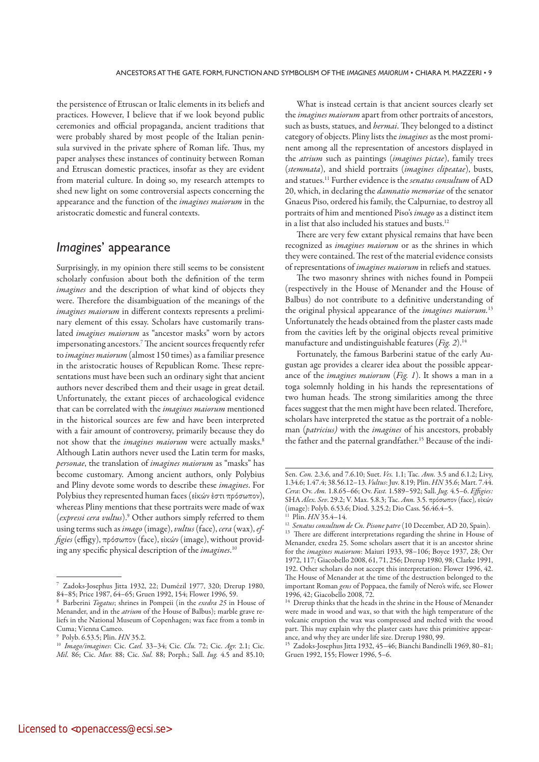the persistence of Etruscan or Italic elements in its beliefs and practices. However, I believe that if we look beyond public ceremonies and official propaganda, ancient traditions that were probably shared by most people of the Italian peninsula survived in the private sphere of Roman life. Thus, my paper analyses these instances of continuity between Roman and Etruscan domestic practices, insofar as they are evident from material culture. In doing so, my research attempts to shed new light on some controversial aspects concerning the appearance and the function of the *imagines maiorum* in the aristocratic domestic and funeral contexts.

## *Imagines*' appearance

Surprisingly, in my opinion there still seems to be consistent scholarly confusion about both the definition of the term *imagines* and the description of what kind of objects they were. Therefore the disambiguation of the meanings of the *imagines maiorum* in different contexts represents a preliminary element of this essay. Scholars have customarily translated *imagines maiorum* as "ancestor masks" worn by actors impersonating ancestors.[7] The ancient sources frequently refer to *imagines maiorum* (almost 150 times) as a familiar presence in the aristocratic houses of Republican Rome. These representations must have been such an ordinary sight that ancient authors never described them and their usage in great detail. Unfortunately, the extant pieces of archaeological evidence that can be correlated with the *imagines maiorum* mentioned in the historical sources are few and have been interpreted with a fair amount of controversy, primarily because they do not show that the *imagines maiorum* were actually masks.[8] Although Latin authors never used the Latin term for masks, *personae*, the translation of *imagines maiorum* as "masks" has become customary. Among ancient authors, only Polybius and Pliny devote some words to describe these *imagines*. For Polybius they represented human faces (εἰκών ἐστι πρόσωπον), whereas Pliny mentions that these portraits were made of wax (*expressi cera vultus*).[9] Other authors simply referred to them using terms such as *imago* (image), *vultus* (face), *cera* (wax), *effigies* (effigy), πρόσωπον (face), εἰκών (image), without providing any specific physical description of the *imagines*.[10]

What is instead certain is that ancient sources clearly set the *imagines maiorum* apart from other portraits of ancestors, such as busts, statues, and *hermai*. They belonged to a distinct category of objects. Pliny lists the *imagines* as the most prominent among all the representation of ancestors displayed in the *atrium* such as paintings (*imagines pictae*), family trees (*stemmata*), and shield portraits (*imagines clipeatae*), busts, and statues.[11] Further evidence is the *senatus consultum* of AD 20, which, in declaring the *damnatio memoriae* of the senator Gnaeus Piso, ordered his family, the Calpurniae, to destroy all portraits of him and mentioned Piso's *imago* as a distinct item in a list that also included his statues and busts.[12]

There are very few extant physical remains that have been recognized as *imagines maiorum* or as the shrines in which they were contained. The rest of the material evidence consists of representations of *imagines maiorum* in reliefs and statues.

The two masonry shrines with niches found in Pompeii (respectively in the House of Menander and the House of Balbus) do not contribute to a definitive understanding of the original physical appearance of the *imagines maiorum*.[13] Unfortunately the heads obtained from the plaster casts made from the cavities left by the original objects reveal primitive manufacture and undistinguishable features (*Fig. 2*).[14]

Fortunately, the famous Barberini statue of the early Augustan age provides a clearer idea about the possible appearance of the *imagines maiorum* (*Fig. 1*). It shows a man in a toga solemnly holding in his hands the representations of two human heads. The strong similarities among the three faces suggest that the men might have been related. Therefore, scholars have interpreted the statue as the portrait of a nobleman (*patricius)* with the *imagines* of his ancestors, probably the father and the paternal grandfather.[15] Because of the indi-

---

[7] Zadoks-Josephus Jitta 1932, 22; Dumézil 1977, 320; Drerup 1980, 84–85; Price 1987, 64–65; Gruen 1992, 154; Flower 1996, 59.

[8] Barberini *Togatus*; shrines in Pompeii (in the *exedra 25* in House of Menander, and in the *atrium* of the House of Balbus); marble grave reliefs in the National Museum of Copenhagen; wax face from a tomb in Cuma; Vienna Cameo.

[9] Polyb. 6.53.5; Plin. *HN* 35.2.

[10] *Imago/imagines*: Cic. *Cael.* 33–34; Cic. *Clu.* 72; Cic. *Agr.* 2.1; Cic. *Mil.* 86; Cic. *Mur.* 88; Cic. *Sul.* 88; Porph.; Sall. *Iug.* 4.5 and 85.10; Sen. *Con.* 2.3.6, and 7.6.10; Suet. *Ves.* 1.1; Tac. *Ann.* 3.5 and 6.1.2; Livy, 1.34.6; 1.47.4; 38.56.12–13. *Vultus*: Juv. 8.19; Plin. *HN* 35.6; Mart. 7.44. *Cera*: Ov. *Am.* 1.8.65–66; Ov. *Fast.* 1.589–592; Sall. *Jug.* 4.5–6. *Effigies:* SHA *Alex. Sev*. 29.2; V. Max. 5.8.3; Tac. *Ann.* 3.5. πρόσωπον (face), εἰκών (image): Polyb. 6.53.6; Diod. 3.25.2; Dio Cass. 56.46.4–5.

[11] Plin. *HN* 35.4–14.

[12] *Senatus consultum de Cn. Pisone patre* (10 December, AD 20, Spain).

[13] There are different interpretations regarding the shrine in House of Menander, exedra 25. Some scholars assert that it is an ancestor shrine for the *imagines maiorum*: Maiuri 1933, 98–106; Boyce 1937, 28; Orr 1972, 117; Giacobello 2008, 61, 71, 256; Drerup 1980, 98; Clarke 1991, 192. Other scholars do not accept this interpretation: Flower 1996, 42. The House of Menander at the time of the destruction belonged to the important Roman *gens* of Poppaea, the family of Nero's wife, see Flower 1996, 42; Giacobello 2008, 72.

[14] Drerup thinks that the heads in the shrine in the House of Menander were made in wood and wax, so that with the high temperature of the volcanic eruption the wax was compressed and melted with the wood part. This may explain why the plaster casts have this primitive appearance, and why they are under life size. Drerup 1980, 99.

[15] Zadoks-Josephus Jitta 1932, 45–46; Bianchi Bandinelli 1969, 80–81; Gruen 1992, 155; Flower 1996, 5–6.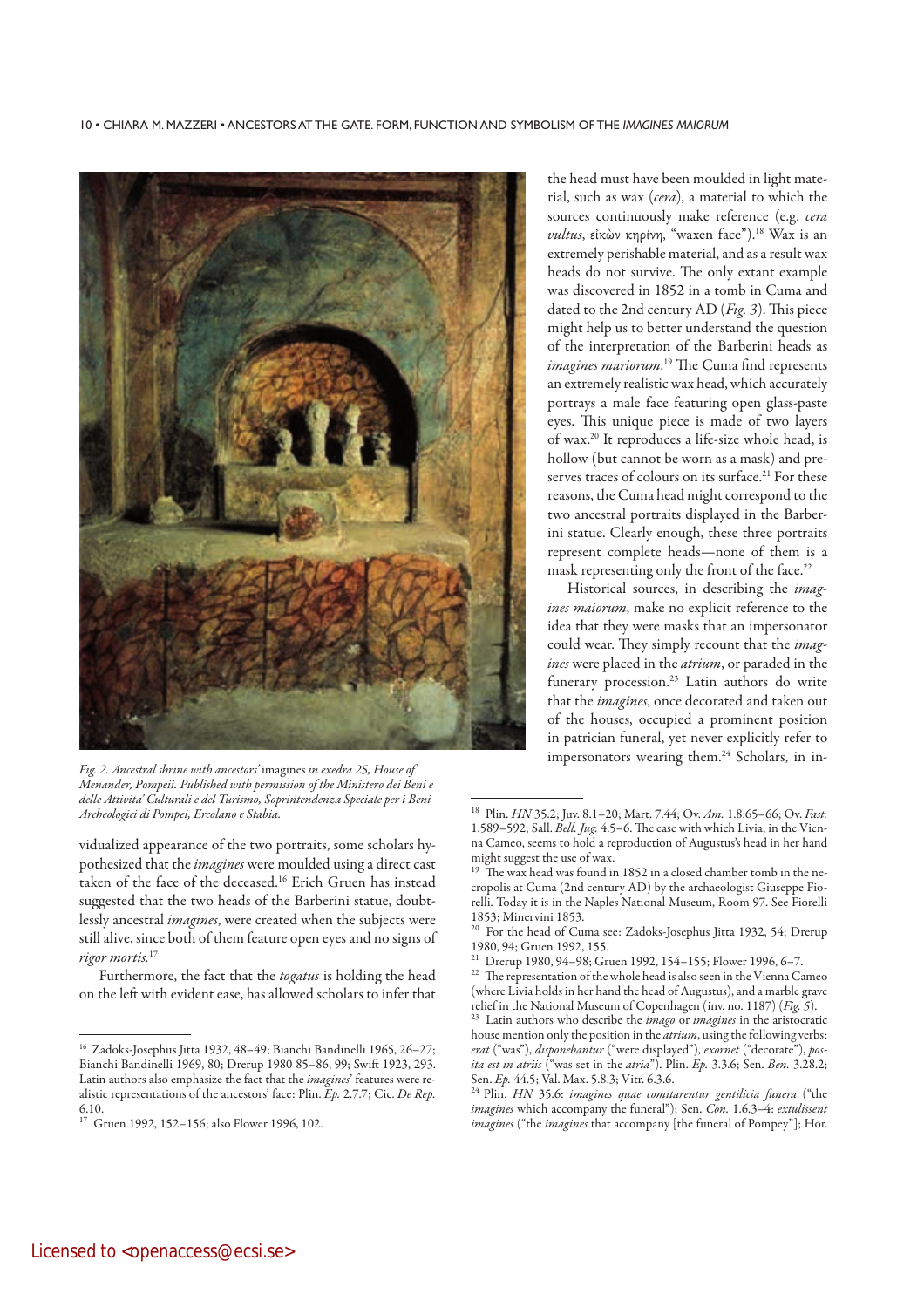Fig. 2. Ancestral shrine with ancestors' imagines in exedra 25, House of Menander, Pompeii. Published with permission of the Ministero dei Beni e delle Attivita' Culturali e del Turismo, Soprintendenza Speciale per i Beni Archeologici di Pompei, Ercolano e Stabia.

vidualized appearance of the two portraits, some scholars hypothesized that the *imagines* were moulded using a direct cast taken of the face of the deceased.[16] Erich Gruen has instead suggested that the two heads of the Barberini statue, doubtlessly ancestral *imagines*, were created when the subjects were still alive, since both of them feature open eyes and no signs of *rigor mortis*.[17]

Furthermore, the fact that the *togatus* is holding the head on the left with evident ease, has allowed scholars to infer that the head must have been moulded in light material, such as wax (*cera*), a material to which the sources continuously make reference (e.g. *cera vultus*, εἰκὼν κηρίνη, "waxen face").[18] Wax is an extremely perishable material, and as a result wax heads do not survive. The only extant example was discovered in 1852 in a tomb in Cuma and dated to the 2nd century AD (*Fig. 3*). This piece might help us to better understand the question of the interpretation of the Barberini heads as *imagines mariorum*.[19] The Cuma find represents an extremely realistic wax head, which accurately portrays a male face featuring open glass-paste eyes. This unique piece is made of two layers of wax.[20] It reproduces a life-size whole head, is hollow (but cannot be worn as a mask) and preserves traces of colours on its surface.[21] For these reasons, the Cuma head might correspond to the two ancestral portraits displayed in the Barberini statue. Clearly enough, these three portraits represent complete heads—none of them is a mask representing only the front of the face.[22]

Historical sources, in describing the *imagines maiorum*, make no explicit reference to the idea that they were masks that an impersonator could wear. They simply recount that the *imagines* were placed in the *atrium*, or paraded in the funerary procession.[23] Latin authors do write that the *imagines*, once decorated and taken out of the houses, occupied a prominent position in patrician funeral, yet never explicitly refer to impersonators wearing them.[24] Scholars, in in-

---

[16] Zadoks-Josephus Jitta 1932, 48–49; Bianchi Bandinelli 1965, 26–27; Bianchi Bandinelli 1969, 80; Drerup 1980 85–86, 99; Swift 1923, 293. Latin authors also emphasize the fact that the *imagines*' features were realistic representations of the ancestors' face: Plin. *Ep.* 2.7.7; Cic. *De Rep.* 6.10.

[17] Gruen 1992, 152–156; also Flower 1996, 102.

[18] Plin. *HN* 35.2; Juv. 8.1–20; Mart. 7.44; Ov. *Am.* 1.8.65–66; Ov. *Fast.* 1.589–592; Sall. *Bell. Jug.* 4.5–6. The ease with which Livia, in the Vienna Cameo, seems to hold a reproduction of Augustus's head in her hand might suggest the use of wax.

[19] The wax head was found in 1852 in a closed chamber tomb in the necropolis at Cuma (2nd century AD) by the archaeologist Giuseppe Fiorelli. Today it is in the Naples National Museum, Room 97. See Fiorelli 1853; Minervini 1853.

[20] For the head of Cuma see: Zadoks-Josephus Jitta 1932, 54; Drerup 1980, 94; Gruen 1992, 155.

[21] Drerup 1980, 94–98; Gruen 1992, 154–155; Flower 1996, 6–7.

[22] The representation of the whole head is also seen in the Vienna Cameo (where Livia holds in her hand the head of Augustus), and a marble grave relief in the National Museum of Copenhagen (inv. no. 1187) (*Fig. 5*).

[23] Latin authors who describe the *imago* or *imagines* in the aristocratic house mention only the position in the *atrium*, using the following verbs: *erat* ("was"), *disponebantur* ("were displayed"), *exornet* ("decorate"), *posita est in atriis* ("was set in the *atria*"). Plin. *Ep.* 3.3.6; Sen. *Ben.* 3.28.2; Sen. *Ep.* 44.5; Val. Max. 5.8.3; Vitr. 6.3.6.

[24] Plin. *HN* 35.6: *imagines quae comitarentur gentilicia funera* ("the *imagines* which accompany the funeral"); Sen. *Con.* 1.6.3–4: *extulissent imagines* ("the *imagines* that accompany [the funeral of Pompey"]; Hor.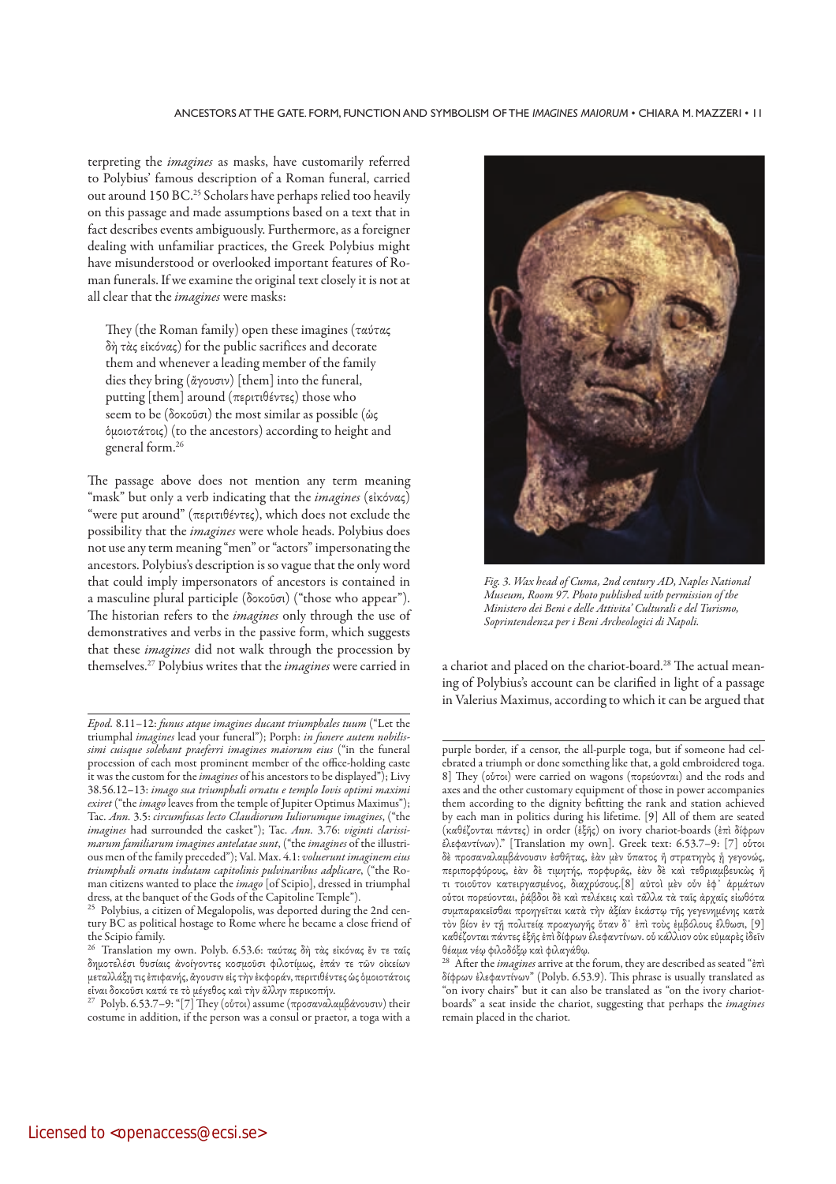terpreting the *imagines* as masks, have customarily referred to Polybius' famous description of a Roman funeral, carried out around 150 BC.[25] Scholars have perhaps relied too heavily on this passage and made assumptions based on a text that in fact describes events ambiguously. Furthermore, as a foreigner dealing with unfamiliar practices, the Greek Polybius might have misunderstood or overlooked important features of Roman funerals. If we examine the original text closely it is not at all clear that the *imagines* were masks:

> They (the Roman family) open these images (ταύτας δὴ τὰς εἰκόνας) for the public sacrifices and decorate them and whenever a leading member of the family dies they bring (ἄγουσιν) [them] into the funeral, putting [them] around (περιτιθέντες) those who seem to be (δοκοῦσι) the most similar as possible (ὡς ὁμοιοτάτοις) (to the ancestors) according to height and general form.[26]

The passage above does not mention any term meaning "mask" but only a verb indicating that the *imagines* (εἰκόνας) "were put around" (περιτιθέντες), which does not exclude the possibility that the *imagines* were whole heads. Polybius does not use any term meaning "men" or "actors" impersonating the ancestors. Polybius's description is so vague that the only word that could imply impersonators of ancestors is contained in a masculine plural participle (δοκοῦσι) ("those who appear"). The historian refers to the *imagines* only through the use of demonstratives and verbs in the passive form, which suggests that these *imagines* did not walk through the procession by themselves.[27] Polybius writes that the *imagines* were carried in a chariot and placed on the chariot-board.[28] The actual meaning of Polybius's account can be clarified in light of a passage in Valerius Maximus, according to which it can be argued that

*Fig. 3. Wax head of Cuma, 2nd century AD, Naples National Museum, Room 97. Photo published with permission of the Ministero dei Beni e delle Attivita' Culturali e del Turismo, Soprintendenza per i Beni Archeologici di Napoli.*

---

*Epod.* 8.11–12: *funus atque imagines ducant triumphales tuum* ("Let the triumphal *imagines* lead your funeral"); Porph: *in funere autem nobilissimi cuisque solebant praeferri imagines maiorum eius* ("in the funeral procession of each most prominent member of the office-holding caste it was the custom for the *imagines* of his ancestors to be displayed"); Livy 38.56.12–13: *imago sua triumphali ornatu e templo Iovis optimi maximi exiret* ("the *imago* leaves from the temple of Jupiter Optimus Maximus"); Tac. *Ann.* 3.5: *circumfusas lecto Claudiorum Iuliorumque imagines*, ("the *imagines* had surrounded the casket"); Tac. *Ann.* 3.76: *viginti clarissimarum familiarum imagines antelatae sunt*, ("the *imagines* of the illustrious men of the family preceded"); Val. Max. 4.1: *voluerunt imaginem eius triumphali ornatu indutam capitolinis pulvinaribus adplicare*, ("the Roman citizens wanted to place the *imago* [of Scipio], dressed in triumphal dress, at the banquet of the Gods of the Capitoline Temple").

[25] Polybius, a citizen of Megalopolis, was deported during the 2nd century BC as political hostage to Rome where he became a close friend of the Scipio family.

[26] Translation my own. Polyb. 6.53.6: ταύτας δὴ τὰς εἰκόνας ἔν τε ταῖς δημοτελέσι θυσίαις ἀνοίγοντες κοσμοῦσι φιλοτίμως, ἐπάν τε τῶν οἰκείων μεταλλάξῃ τις ἐπιφανής, ἄγουσιν εἰς τὴν ἐκφοράν, περιτιθέντες ὡς ὁμοιοτάτοις εἶναι δοκοῦσι κατά τε τὸ μέγεθος καὶ τὴν ἄλλην περικοπήν.

[27] Polyb. 6.53.7–9: "[7] They (οὗτοι) assume (προσαναλαμβάνουσιν) their costume in addition, if the person was a consul or praetor, a toga with a purple border, if a censor, the all-purple toga, but if someone had celebrated a triumph or done something like that, a gold embroidered toga. 8] They (οὗτοι) were carried on wagons (πορεύονται) and the rods and axes and the other customary equipment of those in power accompanies them according to the dignity befitting the rank and station achieved by each man in politics during his lifetime. [9] All of them are seated (καθέζονται πάντες) in order (ἑξῆς) on ivory chariot-boards (ἐπὶ δίφρων ἐλεφαντίνων)." [Translation my own]. Greek text: 6.53.7–9: [7] οὗτοι δὲ προσαναλαμβάνουσιν ἐσθῆτας, ἐὰν μὲν ὕπατος ἢ στρατηγὸς ᾖ γεγονώς, περιπορφύρους, ἐὰν δὲ τιμητής, πορφυρᾶς, ἐὰν δὲ καὶ τεθριαμβευκὼς ἤ τι τοιοῦτον κατειργασμένος, διαχρύσους.[8] αὐτοὶ μὲν οὖν ἐφ᾽ ἁρμάτων οὗτοι πορεύονται, ῥάβδοι δὲ καὶ πελέκεις καὶ τἆλλα τὰ ταῖς ἀρχαῖς εἰωθότα συμπαρακεῖσθαι προηγεῖται κατὰ τὴν ἀξίαν ἑκάστῳ τῆς γεγενημένης κατὰ τὸν βίον ἐν τῇ πολιτείᾳ προαγωγῆς ὅταν δ᾽ ἐπὶ τοὺς ἐμβόλους ἔλθωσι, [9] καθέζονται πάντες ἑξῆς ἐπὶ δίφρων ἐλεφαντίνων. οὐ κάλλιον οὐκ εὐμαρὲς ἰδεῖν θέαμα νέῳ φιλοδόξῳ καὶ φιλαγάθῳ.

[28] After the *imagines* arrive at the forum, they are described as seated "ἐπὶ δίφρων ἐλεφαντίνων" (Polyb. 6.53.9). This phrase is usually translated as "on ivory chairs" but it can also be translated as "on the ivory chariot-boards" a seat inside the chariot, suggesting that perhaps the *imagines* remain placed in the chariot.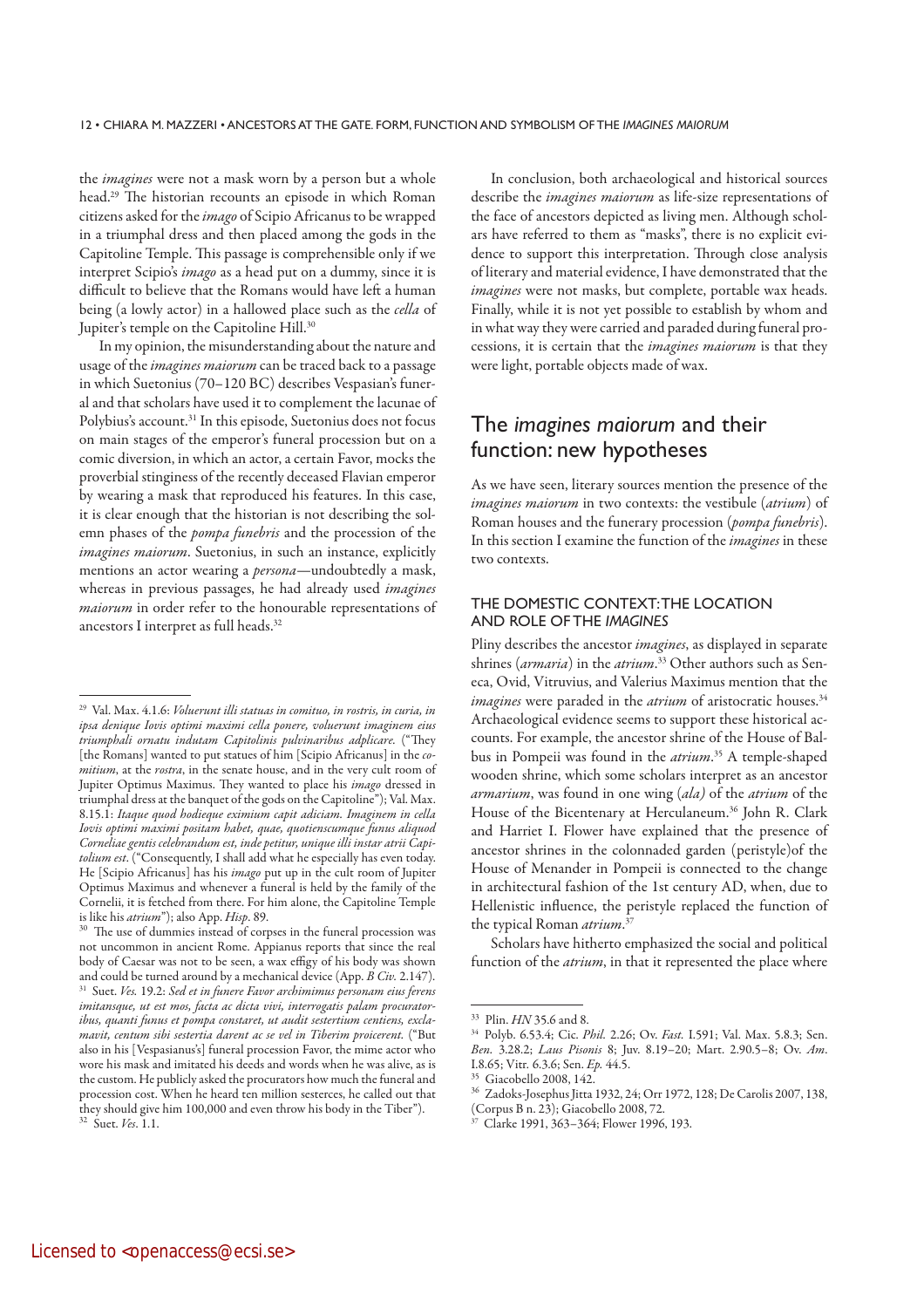the *imagines* were not a mask worn by a person but a whole head.[29] The historian recounts an episode in which Roman citizens asked for the *imago* of Scipio Africanus to be wrapped in a triumphal dress and then placed among the gods in the Capitoline Temple. This passage is comprehensible only if we interpret Scipio's *imago* as a head put on a dummy, since it is difficult to believe that the Romans would have left a human being (a lowly actor) in a hallowed place such as the *cella* of Jupiter's temple on the Capitoline Hill.[30]

In my opinion, the misunderstanding about the nature and usage of the *imagines maiorum* can be traced back to a passage in which Suetonius (70–120 BC) describes Vespasian's funeral and that scholars have used it to complement the lacunae of Polybius's account.[31] In this episode, Suetonius does not focus on main stages of the emperor's funeral procession but on a comic diversion, in which an actor, a certain Favor, mocks the proverbial stinginess of the recently deceased Flavian emperor by wearing a mask that reproduced his features. In this case, it is clear enough that the historian is not describing the solemn phases of the *pompa funebris* and the procession of the *imagines maiorum*. Suetonius, in such an instance, explicitly mentions an actor wearing a *persona*—undoubtedly a mask, whereas in previous passages, he had already used *imagines maiorum* in order refer to the honourable representations of ancestors I interpret as full heads.[32]

In conclusion, both archaeological and historical sources describe the *imagines maiorum* as life-size representations of the face of ancestors depicted as living men. Although scholars have referred to them as "masks", there is no explicit evidence to support this interpretation. Through close analysis of literary and material evidence, I have demonstrated that the *imagines* were not masks, but complete, portable wax heads. Finally, while it is not yet possible to establish by whom and in what way they were carried and paraded during funeral processions, it is certain that the *imagines maiorum* is that they were light, portable objects made of wax.

## The *imagines maiorum* and their function: new hypotheses

As we have seen, literary sources mention the presence of the *imagines maiorum* in two contexts: the vestibule (*atrium*) of Roman houses and the funerary procession (*pompa funebris*). In this section I examine the function of the *imagines* in these two contexts.

### THE DOMESTIC CONTEXT: THE LOCATION AND ROLE OF THE *IMAGINES*

Pliny describes the ancestor *imagines*, as displayed in separate shrines (*armaria*) in the *atrium*.[33] Other authors such as Seneca, Ovid, Vitruvius, and Valerius Maximus mention that the *imagines* were paraded in the *atrium* of aristocratic houses.[34] Archaeological evidence seems to support these historical accounts. For example, the ancestor shrine of the House of Balbus in Pompeii was found in the *atrium*.[35] A temple-shaped wooden shrine, which some scholars interpret as an ancestor *armarium*, was found in one wing (*ala)* of the *atrium* of the House of the Bicentenary at Herculaneum.[36] John R. Clark and Harriet I. Flower have explained that the presence of ancestor shrines in the colonnaded garden (peristyle)of the House of Menander in Pompeii is connected to the change in architectural fashion of the 1st century AD, when, due to Hellenistic influence, the peristyle replaced the function of the typical Roman *atrium*.[37]

Scholars have hitherto emphasized the social and political function of the *atrium*, in that it represented the place where

---

[29] Val. Max. 4.1.6: *Voluerunt illi statuas in comituo, in rostris, in curia, in ipsa denique Iovis optimi maximi cella ponere, voluerunt imaginem eius triumphali ornatu indutam Capitolinis pulvinaribus adplicare.* ("They [the Romans] wanted to put statues of him [Scipio Africanus] in the *comitium*, at the *rostra*, in the senate house, and in the very cult room of Jupiter Optimus Maximus. They wanted to place his *imago* dressed in triumphal dress at the banquet of the gods on the Capitoline"); Val. Max. 8.15.1: *Itaque quod hodieque eximium capit adiciam. Imaginem in cella Iovis optimi maximi positam habet, quae, quotienscumque funus aliquod Corneliae gentis celebrandum est, inde petitur, unique illi instar atrii Capitolium est*. ("Consequently, I shall add what he especially has even today. He [Scipio Africanus] has his *imago* put up in the cult room of Jupiter Optimus Maximus and whenever a funeral is held by the family of the Cornelii, it is fetched from there. For him alone, the Capitoline Temple is like his *atrium*"); also App. *Hisp*. 89.

[30] The use of dummies instead of corpses in the funeral procession was not uncommon in ancient Rome. Appianus reports that since the real body of Caesar was not to be seen, a wax effigy of his body was shown and could be turned around by a mechanical device (App. *B Civ.* 2.147).

[31] Suet. *Ves.* 19.2: *Sed et in funere Favor archimimus personam eius ferens imitansque, ut est mos, facta ac dicta vivi, interrogatis palam procuratoribus, quanti funus et pompa constaret, ut audit sestertium centiens, exclamavit, centum sibi sestertia darent ac se vel in Tiberim proicerent.* ("But also in his [Vespasians's] funeral procession Favor, the mime actor who wore his mask and imitated his deeds and words when he was alive, as is the custom. He publicly asked the procurators how much the funeral and procession cost. When he heard ten million sesterces, he called out that they should give him 100,000 and even throw his body in the Tiber").

[32] Suet. *Ves*. 1.1.

[33] Plin. *HN* 35.6 and 8.

[34] Polyb. 6.53.4; Cic. *Phil.* 2.26; Ov. *Fast.* I.591; Val. Max. 5.8.3; Sen. *Ben*. 3.28.2; *Laus Pisonis* 8; Juv. 8.19–20; Mart. 2.90.5–8; Ov. *Am*. I.8.65; Vitr. 6.3.6; Sen. *Ep.* 44.5.

[35] Giacobello 2008, 142.

[36] Zadoks-Josephus Jitta 1932, 24; Orr 1972, 128; De Carolis 2007, 138, (Corpus B n. 23); Giacobello 2008, 72.

[37] Clarke 1991, 363–364; Flower 1996, 193.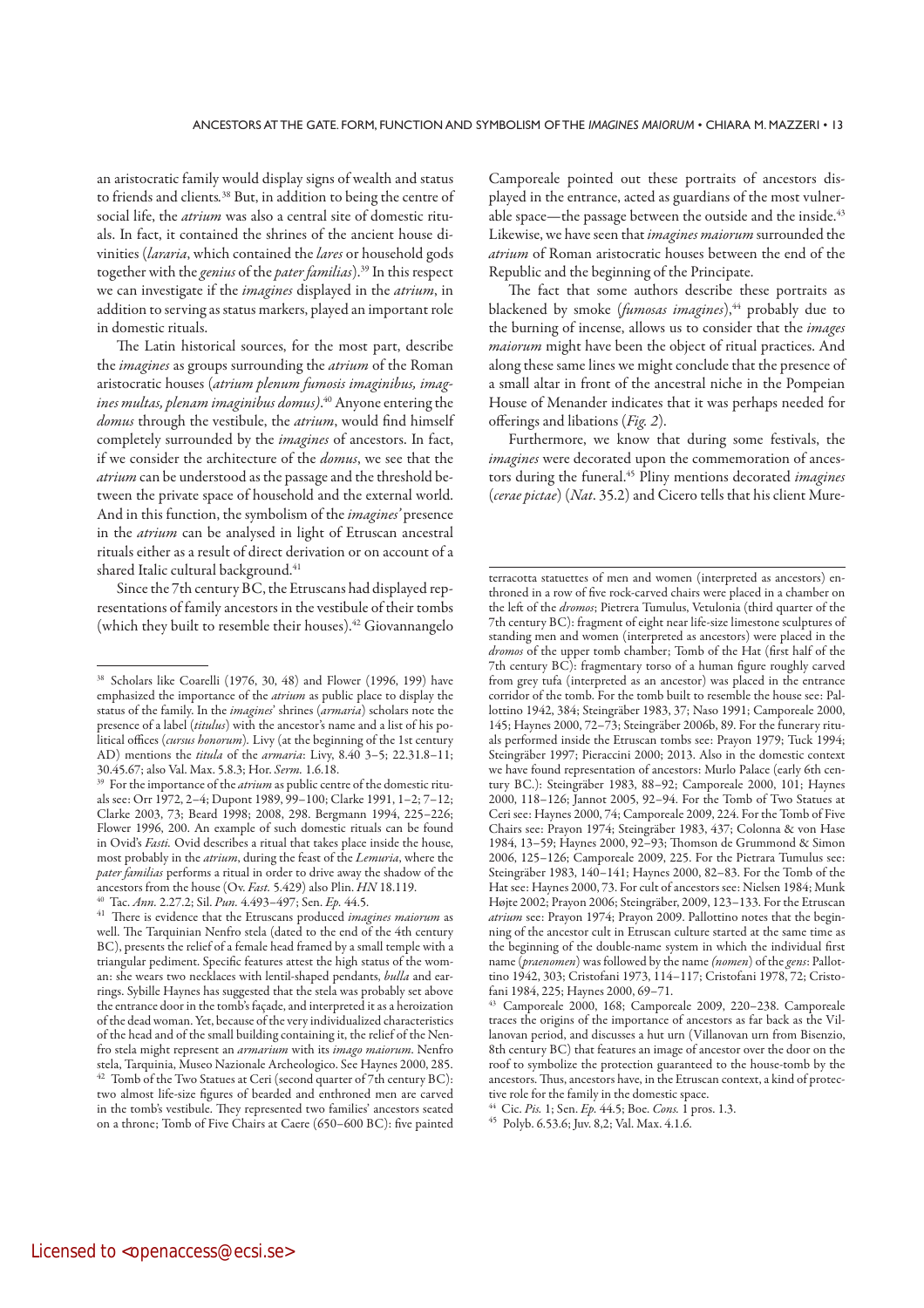an aristocratic family would display signs of wealth and status to friends and clients.[38] But, in addition to being the centre of social life, the *atrium* was also a central site of domestic rituals. In fact, it contained the shrines of the ancient house divinities (*lararia*, which contained the *lares* or household gods together with the *genius* of the *pater familias*).[39] In this respect we can investigate if the *imagines* displayed in the *atrium*, in addition to serving as status markers, played an important role in domestic rituals.

The Latin historical sources, for the most part, describe the *imagines* as groups surrounding the *atrium* of the Roman aristocratic houses (*atrium plenum fumosis imaginibus, imagines multas, plenam imaginibus domus)*.[40] Anyone entering the *domus* through the vestibule, the *atrium*, would find himself completely surrounded by the *imagines* of ancestors. In fact, if we consider the architecture of the *domus*, we see that the *atrium* can be understood as the passage and the threshold between the private space of household and the external world. And in this function, the symbolism of the *imagines'* presence in the *atrium* can be analysed in light of Etruscan ancestral rituals either as a result of direct derivation or on account of a shared Italic cultural background.[41]

Since the 7th century BC, the Etruscans had displayed representations of family ancestors in the vestibule of their tombs (which they built to resemble their houses).[42] Giovannangelo Camporeale pointed out these portraits of ancestors displayed in the entrance, acted as guardians of the most vulnerable space—the passage between the outside and the inside.[43] Likewise, we have seen that *imagines maiorum* surrounded the *atrium* of Roman aristocratic houses between the end of the Republic and the beginning of the Principate.

The fact that some authors describe these portraits as blackened by smoke (*fumosas imagines*),[44] probably due to the burning of incense, allows us to consider that the *images maiorum* might have been the object of ritual practices. And along these same lines we might conclude that the presence of a small altar in front of the ancestral niche in the Pompeian House of Menander indicates that it was perhaps needed for offerings and libations (*Fig. 2*).

Furthermore, we know that during some festivals, the *imagines* were decorated upon the commemoration of ancestors during the funeral.[45] Pliny mentions decorated *imagines* (*cerae pictae*) (*Nat*. 35.2) and Cicero tells that his client Mure-

---

[38] Scholars like Coarelli (1976, 30, 48) and Flower (1996, 199) have emphasized the importance of the *atrium* as public place to display the status of the family. In the *imagines*' shrines (*armaria*) scholars note the presence of a label (*titulus*) with the ancestor's name and a list of his political offices (*cursus honorum*). Livy (at the beginning of the 1st century AD) mentions the *titula* of the *armaria*: Livy, 8.40 3–5; 22.31.8–11; 30.45.67; also Val. Max. 5.8.3; Hor. *Serm.* 1.6.18.

[39] For the importance of the *atrium* as public centre of the domestic rituals see: Orr 1972, 2–4; Dupont 1989, 99–100; Clarke 1991, 1–2; 7–12; Clarke 2003, 73; Beard 1998; 2008, 298. Bergmann 1994, 225–226; Flower 1996, 200. An example of such domestic rituals can be found in Ovid's *Fasti*. Ovid describes a ritual that takes place inside the house, most probably in the *atrium*, during the feast of the *Lemuria*, where the *pater familias* performs a ritual in order to drive away the shadow of the ancestors from the house (Ov. *Fast.* 5.429) also Plin. *HN* 18.119.

[40] Tac. *Ann.* 2.27.2; Sil. *Pun.* 4.493–497; Sen. *Ep.* 44.5.

[41] There is evidence that the Etruscans produced *imagines maiorum* as well. The Tarquinian Nenfro stela (dated to the end of the 4th century BC), presents the relief of a female head framed by a small temple with a triangular pediment. Specific features attest the high status of the woman: she wears two necklaces with lentil-shaped pendants, *bulla* and earrings. Sybille Haynes has suggested that the stela was probably set above the entrance door in the tomb's façade, and interpreted it as a heroization of the dead woman. Yet, because of the very individualized characteristics of the head and of the small building containing it, the relief of the Nenfro stela might represent an *armarium* with its *imago maiorum*. Nenfro stela, Tarquinia, Museo Nazionale Archeologico. See Haynes 2000, 285.

[42] Tomb of the Two Statues at Ceri (second quarter of 7th century BC): two almost life-size figures of bearded and enthroned men are carved in the tomb's vestibule. They represented two families' ancestors seated on a throne; Tomb of Five Chairs at Caere (650–600 BC): five painted terracotta statuettes of men and women (interpreted as ancestors) enthroned in a row of five rock-carved chairs were placed in a chamber on the left of the *dromos*; Pietrera Tumulus, Vetulonia (third quarter of the 7th century BC): fragment of eight near life-size limestone sculptures of standing men and women (interpreted as ancestors) were placed in the *dromos* of the upper tomb chamber; Tomb of the Hat (first half of the 7th century BC): fragmentary torso of a human figure roughly carved from grey tufa (interpreted as an ancestor) was placed in the entrance corridor of the tomb. For the tomb built to resemble the house see: Pallottino 1942, 384; Steingräber 1983, 37; Naso 1991; Camporeale 2000, 145; Haynes 2000, 72–73; Steingräber 2006b, 89. For the funerary rituals performed inside the Etruscan tombs see: Prayon 1979; Tuck 1994; Steingräber 1997; Pieraccini 2000; 2013. Also in the domestic context we have found representation of ancestors: Murlo Palace (early 6th century BC.): Steingräber 1983, 88–92; Camporeale 2000, 101; Haynes 2000, 118–126; Jannot 2005, 92–94. For the Tomb of Two Statues at Ceri see: Haynes 2000, 74; Camporeale 2009, 224. For the Tomb of Five Chairs see: Prayon 1974; Steingräber 1983, 437; Colonna & von Hase 1984, 13–59; Haynes 2000, 92–93; Thomson de Grummond & Simon 2006, 125–126; Camporeale 2009, 225. For the Pietrara Tumulus see: Steingräber 1983, 140–141; Haynes 2000, 82–83. For the Tomb of the Hat see: Haynes 2000, 73. For cult of ancestors see: Nielsen 1984; Munk Højte 2002; Prayon 2006; Steingräber, 2009, 123–133. For the Etruscan *atrium* see: Prayon 1974; Prayon 2009. Pallottino notes that the beginning of the ancestor cult in Etruscan culture started at the same time as the beginning of the double-name system in which the individual first name (*praenomen*) was followed by the name *(nomen*) of the *gens*: Pallottino 1942, 303; Cristofani 1973, 114–117; Cristofani 1978, 72; Cristofani 1984, 225; Haynes 2000, 69–71.

[43] Camporeale 2000, 168; Camporeale 2009, 220–238. Camporeale traces the origins of the importance of ancestors as far back as the Villanovan period, and discusses a hut urn (Villanovan urn from Bisenzio, 8th century BC) that features an image of ancestor over the door on the roof to symbolize the protection guaranteed to the house-tomb by the ancestors. Thus, ancestors have, in the Etruscan context, a kind of protective role for the family in the domestic space.

[44] Cic. *Pis.* 1; Sen. *Ep.* 44.5; Boe. *Cons.* 1 pros. 1.3.

[45] Polyb. 6.53.6; Juv. 8,2; Val. Max. 4.1.6.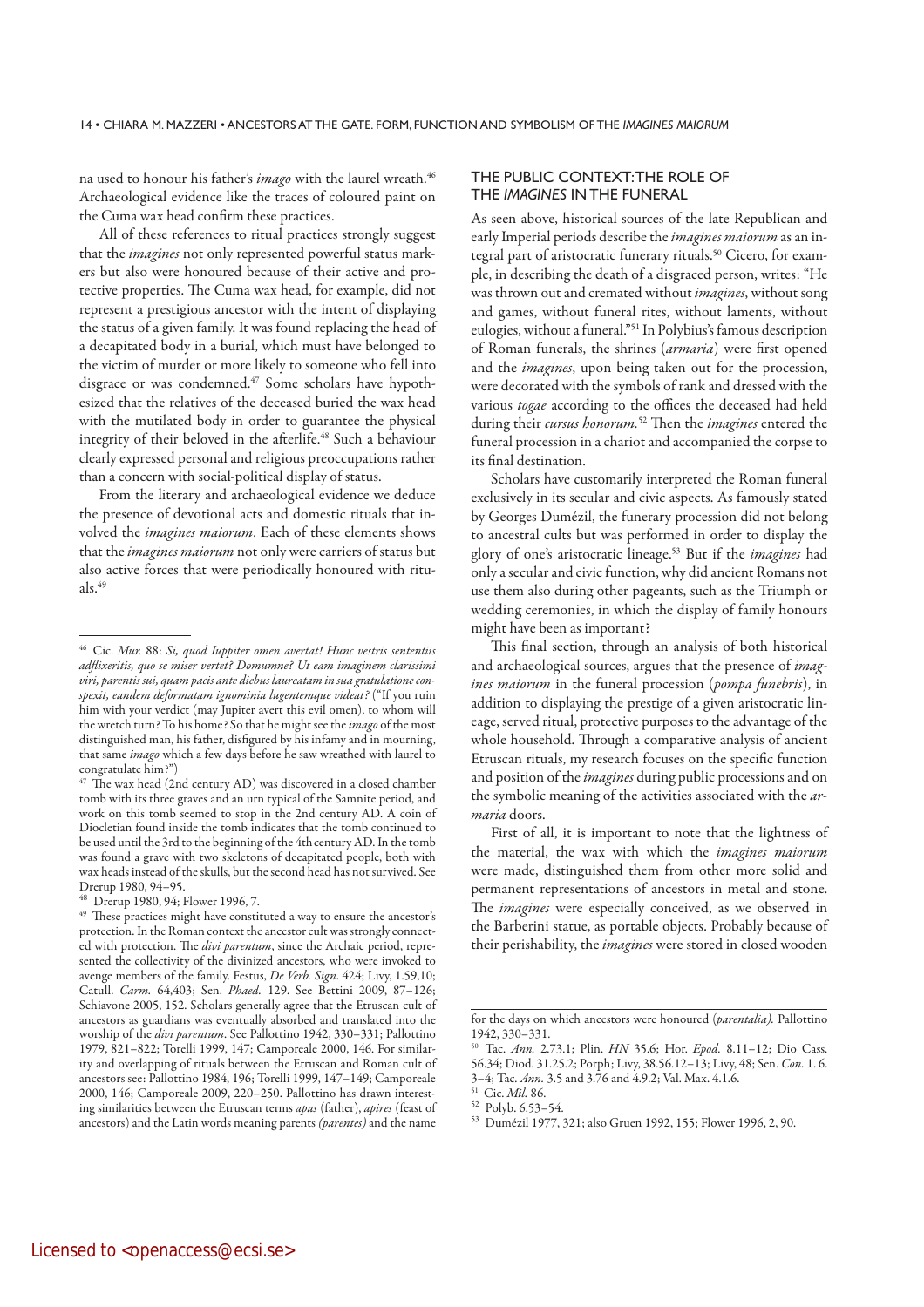na used to honour his father's *imago* with the laurel wreath.[46] Archaeological evidence like the traces of coloured paint on the Cuma wax head confirm these practices.

All of these references to ritual practices strongly suggest that the *imagines* not only represented powerful status markers but also were honoured because of their active and protective properties. The Cuma wax head, for example, did not represent a prestigious ancestor with the intent of displaying the status of a given family. It was found replacing the head of a decapitated body in a burial, which must have belonged to the victim of murder or more likely to someone who fell into disgrace or was condemned.[47] Some scholars have hypothesized that the relatives of the deceased buried the wax head with the mutilated body in order to guarantee the physical integrity of their beloved in the afterlife.[48] Such a behaviour clearly expressed personal and religious preoccupations rather than a concern with social-political display of status.

From the literary and archaeological evidence we deduce the presence of devotional acts and domestic rituals that involved the *imagines maiorum*. Each of these elements shows that the *imagines maiorum* not only were carriers of status but also active forces that were periodically honoured with rituals.[49]

## THE PUBLIC CONTEXT: THE ROLE OF THE *IMAGINES* IN THE FUNERAL

As seen above, historical sources of the late Republican and early Imperial periods describe the *imagines maiorum* as an integral part of aristocratic funerary rituals.[50] Cicero, for example, in describing the death of a disgraced person, writes: "He was thrown out and cremated without *imagines*, without song and games, without funeral rites, without laments, without eulogies, without a funeral."[51] In Polybius's famous description of Roman funerals, the shrines (*armaria*) were first opened and the *imagines*, upon being taken out for the procession, were decorated with the symbols of rank and dressed with the various *togae* according to the offices the deceased had held during their *cursus honorum*.[52] Then the *imagines* entered the funeral procession in a chariot and accompanied the corpse to its final destination.

Scholars have customarily interpreted the Roman funeral exclusively in its secular and civic aspects. As famously stated by Georges Dumézil, the funerary procession did not belong to ancestral cults but was performed in order to display the glory of one's aristocratic lineage.[53] But if the *imagines* had only a secular and civic function, why did ancient Romans not use them also during other pageants, such as the Triumph or wedding ceremonies, in which the display of family honours might have been as important?

This final section, through an analysis of both historical and archaeological sources, argues that the presence of *imagines maiorum* in the funeral procession (*pompa funebris*), in addition to displaying the prestige of a given aristocratic lineage, served ritual, protective purposes to the advantage of the whole household. Through a comparative analysis of ancient Etruscan rituals, my research focuses on the specific function and position of the *imagines* during public processions and on the symbolic meaning of the activities associated with the *armaria* doors.

First of all, it is important to note that the lightness of the material, the wax with which the *imagines maiorum* were made, distinguished them from other more solid and permanent representations of ancestors in metal and stone. The *imagines* were especially conceived, as we observed in the Barberini statue, as portable objects. Probably because of their perishability, the *imagines* were stored in closed wooden

---

[46] Cic. *Mur.* 88: *Si, quod Iuppiter omen avertat! Hunc vestris sententiis adflixeritis, quo se miser vertet? Domumne? Ut eam imaginem clarissimi viri, parentis sui, quam pacis ante diebus laureatam in sua gratulatione conspexit, eandem deformatam ignominia lugentemque videat?* ("If you ruin him with your verdict (may Jupiter avert this evil omen), to whom will the wretch turn? To his home? So that he might see the *imago* of the most distinguished man, his father, disfigured by his infamy and in mourning, that same *imago* which a few days before he saw wreathed with laurel to congratulate him?")

[47] The wax head (2nd century AD) was discovered in a closed chamber tomb with its three graves and an urn typical of the Samnite period, and work on this tomb seemed to stop in the 2nd century AD. A coin of Diocletian found inside the tomb indicates that the tomb continued to be used until the 3rd to the beginning of the 4th century AD. In the tomb was found a grave with two skeletons of decapitated people, both with wax heads instead of the skulls, but the second head has not survived. See Drerup 1980, 94–95.

[48] Drerup 1980, 94; Flower 1996, 7.

[49] These practices might have constituted a way to ensure the ancestor's protection. In the Roman context the ancestor cult was strongly connected with protection. The *divi parentum*, since the Archaic period, represented the collectivity of the divinized ancestors, who were invoked to avenge members of the family. Festus, *De Verb. Sign*. 424; Livy, 1.59,10; Catull. *Carm.* 64,403; Sen. *Phaed.* 129. See Bettini 2009, 87–126; Schiavone 2005, 152. Scholars generally agree that the Etruscan cult of ancestors as guardians was eventually absorbed and translated into the worship of the *divi parentum*. See Pallottino 1942, 330–331; Pallottino 1979, 821–822; Torelli 1999, 147; Camporeale 2000, 146. For similarity and overlapping of rituals between the Etruscan and Roman cult of ancestors see: Pallottino 1984, 196; Torelli 1999, 147–149; Camporeale 2000, 146; Camporeale 2009, 220–250. Pallottino has drawn interesting similarities between the Etruscan terms *apas* (father), *apires* (feast of ancestors) and the Latin words meaning parents *(parentes)* and the name for the days on which ancestors were honoured (*parentalia).* Pallottino 1942, 330–331.

[50] Tac. *Ann.* 2.73.1; Plin. *HN* 35.6; Hor. *Epod.* 8.11–12; Dio Cass. 56.34; Diod. 31.25.2; Porph; Livy, 38.56.12–13; Livy, 48; Sen. *Con.* 1. 6. 3–4; Tac. *Ann.* 3.5 and 3.76 and 4.9.2; Val. Max. 4.1.6.

[51] Cic. *Mil.* 86.

[52] Polyb. 6.53–54.

[53] Dumézil 1977, 321; also Gruen 1992, 155; Flower 1996, 2, 90.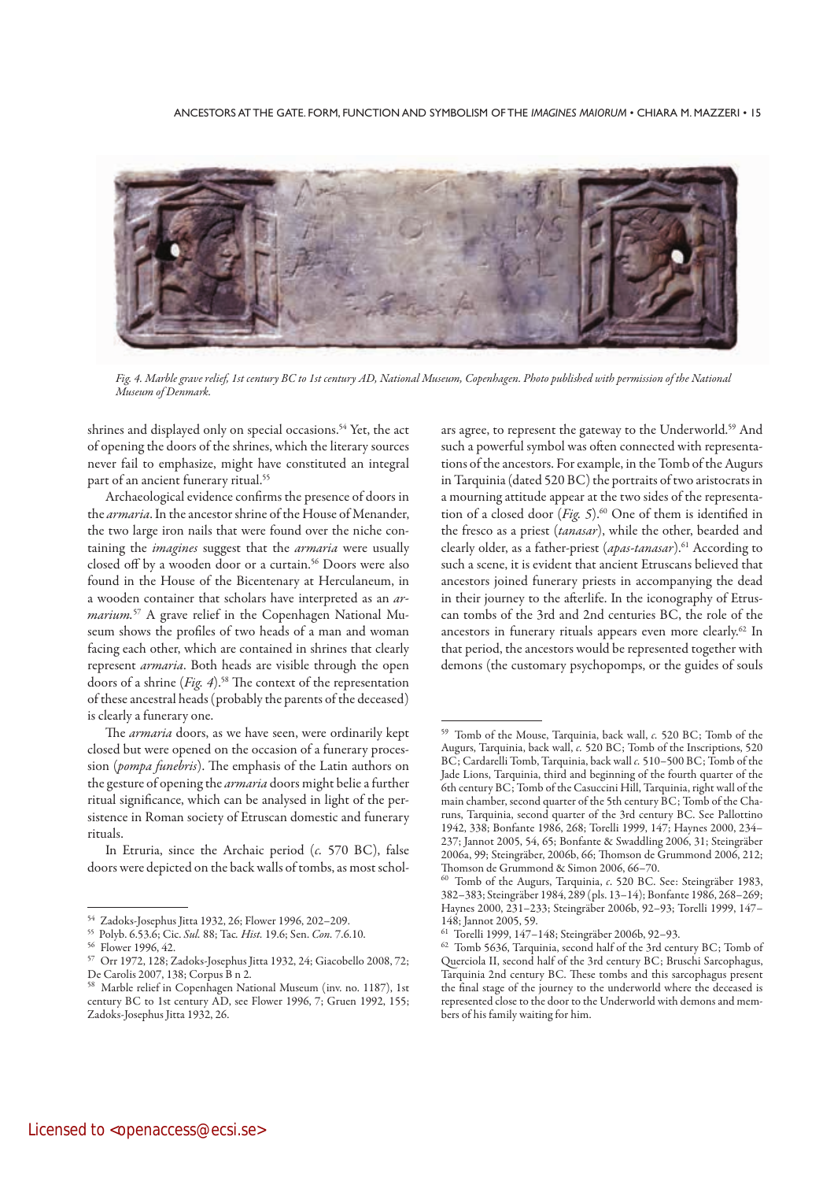*Fig. 4. Marble grave relief, 1st century BC to 1st century AD, National Museum, Copenhagen. Photo published with permission of the National Museum of Denmark.*

shrines and displayed only on special occasions.[54] Yet, the act of opening the doors of the shrines, which the literary sources never fail to emphasize, might have constituted an integral part of an ancient funerary ritual.[55]

Archaeological evidence confirms the presence of doors in the *armaria*. In the ancestor shrine of the House of Menander, the two large iron nails that were found over the niche containing the *imagines* suggest that the *armaria* were usually closed off by a wooden door or a curtain.[56] Doors were also found in the House of the Bicentenary at Herculaneum, in a wooden container that scholars have interpreted as an *armarium*.[57] A grave relief in the Copenhagen National Museum shows the profiles of two heads of a man and woman facing each other, which are contained in shrines that clearly represent *armaria*. Both heads are visible through the open doors of a shrine (*Fig. 4*).[58] The context of the representation of these ancestral heads (probably the parents of the deceased) is clearly a funerary one.

The *armaria* doors, as we have seen, were ordinarily kept closed but were opened on the occasion of a funerary procession (*pompa funebris*). The emphasis of the Latin authors on the gesture of opening the *armaria* doors might belie a further ritual significance, which can be analysed in light of the persistence in Roman society of Etruscan domestic and funerary rituals.

In Etruria, since the Archaic period (*c.* 570 BC), false doors were depicted on the back walls of tombs, as most scholars agree, to represent the gateway to the Underworld.[59] And such a powerful symbol was often connected with representations of the ancestors. For example, in the Tomb of the Augurs in Tarquinia (dated 520 BC) the portraits of two aristocrats in a mourning attitude appear at the two sides of the representation of a closed door (*Fig. 5*).[60] One of them is identified in the fresco as a priest (*tanasar*), while the other, bearded and clearly older, as a father-priest (*apas-tanasar*).[61] According to such a scene, it is evident that ancient Etruscans believed that ancestors joined funerary priests in accompanying the dead in their journey to the afterlife. In the iconography of Etruscan tombs of the 3rd and 2nd centuries BC, the role of the ancestors in funerary rituals appears even more clearly.[62] In that period, the ancestors would be represented together with demons (the customary psychopomps, or the guides of souls

---

[54] Zadoks-Josephus Jitta 1932, 26; Flower 1996, 202–209.

[55] Polyb. 6.53.6; Cic. *Sul.* 88; Tac. *Hist.* 19.6; Sen. *Con.* 7.6.10.

[56] Flower 1996, 42.

[57] Orr 1972, 128; Zadoks-Josephus Jitta 1932, 24; Giacobello 2008, 72; De Carolis 2007, 138; Corpus B n 2.

[58] Marble relief in Copenhagen National Museum (inv. no. 1187), 1st century BC to 1st century AD, see Flower 1996, 7; Gruen 1992, 155; Zadoks-Josephus Jitta 1932, 26.

[59] Tomb of the Mouse, Tarquinia, back wall, *c.* 520 BC; Tomb of the Augurs, Tarquinia, back wall, *c.* 520 BC; Tomb of the Inscriptions, 520 BC; Cardarelli Tomb, Tarquinia, back wall *c.* 510–500 BC; Tomb of the Jade Lions, Tarquinia, third and beginning of the fourth quarter of the 6th century BC; Tomb of the Casuccini Hill, Tarquinia, right wall of the main chamber, second quarter of the 5th century BC; Tomb of the Charuns, Tarquinia, second quarter of the 3rd century BC. See Pallottino 1942, 338; Bonfante 1986, 268; Torelli 1999, 147; Haynes 2000, 234–237; Jannot 2005, 54, 65; Bonfante & Swaddling 2006, 31; Steingräber 2006a, 99; Steingräber, 2006b, 66; Thomson de Grummond 2006, 212; Thomson de Grummond & Simon 2006, 66–70.

[60] Tomb of the Augurs, Tarquinia, *c.* 520 BC. See: Steingräber 1983, 382–383; Steingräber 1984, 289 (pls. 13–14); Bonfante 1986, 268–269; Haynes 2000, 231–233; Steingräber 2006b, 92–93; Torelli 1999, 147–148; Jannot 2005, 59.

[61] Torelli 1999, 147–148; Steingräber 2006b, 92–93.

[62] Tomb 5636, Tarquinia, second half of the 3rd century BC; Tomb of Querciola II, second half of the 3rd century BC; Bruschi Sarcophagus, Tarquinia 2nd century BC. These tombs and this sarcophagus present the final stage of the journey to the underworld where the deceased is represented close to the door to the Underworld with demons and members of his family waiting for him.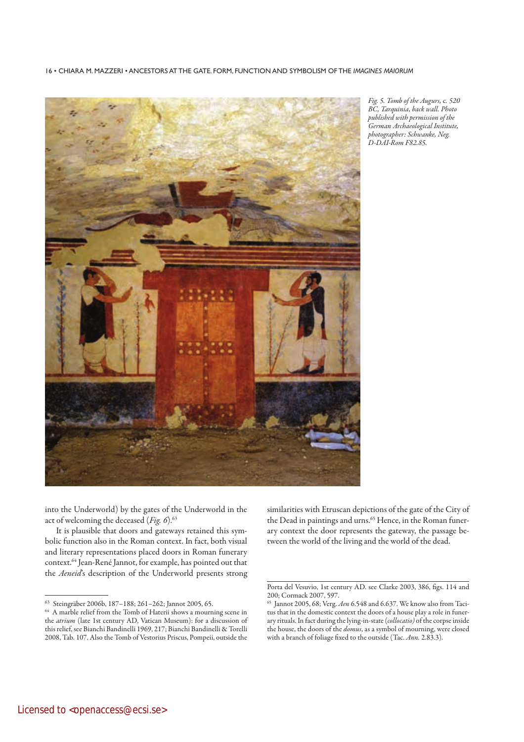*Fig. 5. Tomb of the Augurs,* c. *520 BC, Tarquinia, back wall. Photo published with permission of the German Archaeological Institute, photographer: Schwanke, Neg. D-DAI-Rom F82.85.*

into the Underworld) by the gates of the Underworld in the act of welcoming the deceased (*Fig. 6*).[63]

It is plausible that doors and gateways retained this symbolic function also in the Roman context. In fact, both visual and literary representations placed doors in Roman funerary context.[64] Jean-René Jannot, for example, has pointed out that the *Aeneid*'s description of the Underworld presents strong similarities with Etruscan depictions of the gate of the City of the Dead in paintings and urns.[65] Hence, in the Roman funerary context the door represents the gateway, the passage between the world of the living and the world of the dead.

---

[63] Steingräber 2006b, 187–188; 261–262; Jannot 2005, 65.

[64] A marble relief from the Tomb of Haterii shows a mourning scene in the *atrium* (late 1st century AD, Vatican Museum): for a discussion of this relief, see Bianchi Bandinelli 1969, 217; Bianchi Bandinelli & Torelli 2008, Tab. 107. Also the Tomb of Vestorius Priscus, Pompeii, outside the Porta del Vesuvio, 1st century AD. see Clarke 2003, 386, figs. 114 and 200; Cormack 2007, 597.

[65] Jannot 2005, 68; Verg. *Aen* 6.548 and 6.637. We know also from Tacitus that in the domestic context the doors of a house play a role in funerary rituals. In fact during the lying-in-state (*collocatio)* of the corpse inside the house, the doors of the *domus*, as a symbol of mourning, were closed with a branch of foliage fixed to the outside (Tac. *Ann.* 2.83.3).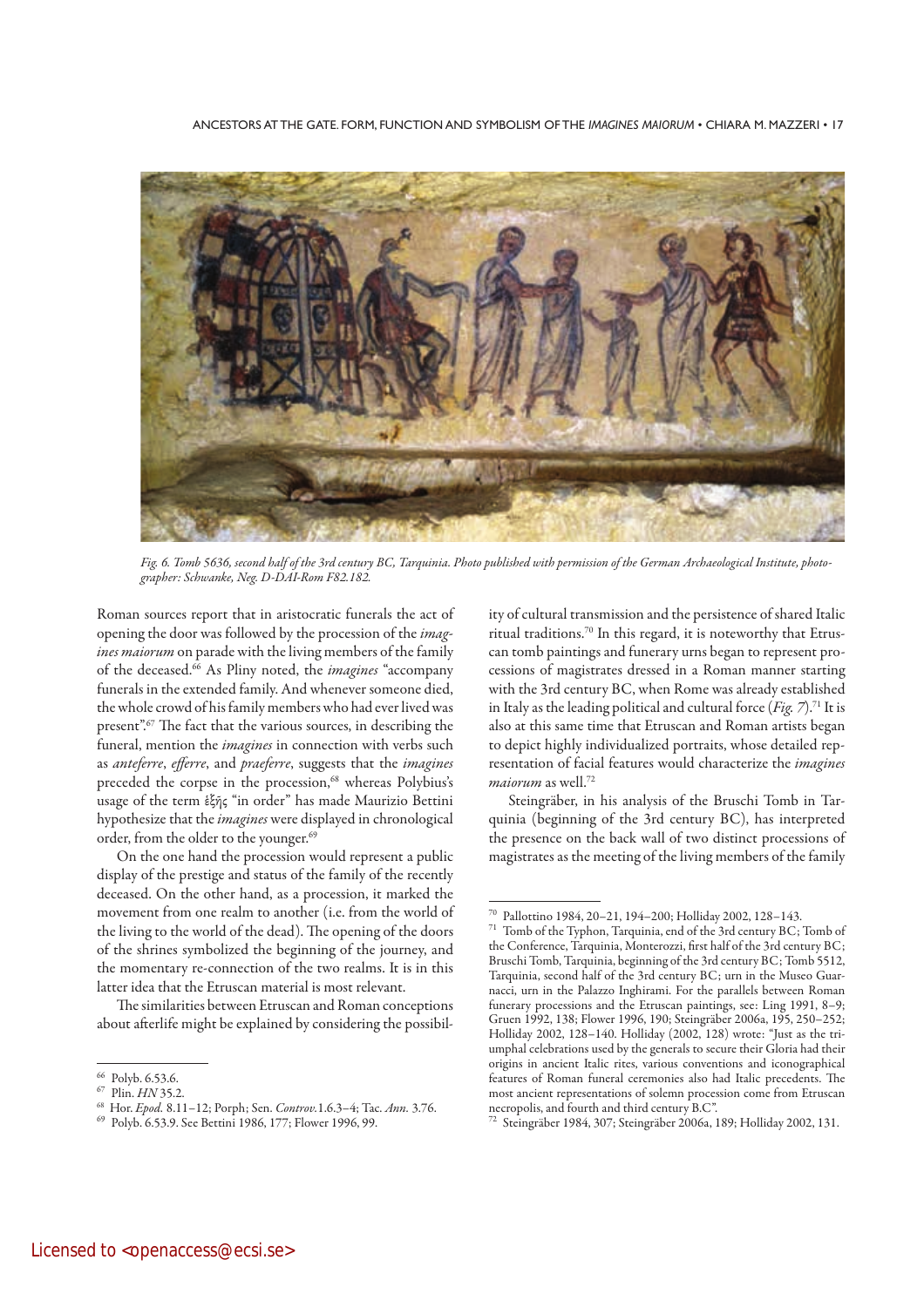*Fig. 6. Tomb 5636, second half of the 3rd century BC, Tarquinia. Photo published with permission of the German Archaeological Institute, photographer: Schwanke, Neg. D-DAI-Rom F82.182.*

Roman sources report that in aristocratic funerals the act of opening the door was followed by the procession of the *imagines maiorum* on parade with the living members of the family of the deceased.[66] As Pliny noted, the *imagines* "accompany funerals in the extended family. And whenever someone died, the whole crowd of his family members who had ever lived was present".[67] The fact that the various sources, in describing the funeral, mention the *imagines* in connection with verbs such as *anteferre*, *efferre*, and *praeferre*, suggests that the *imagines* preceded the corpse in the procession,[68] whereas Polybius's usage of the term ἑξῆς "in order" has made Maurizio Bettini hypothesize that the *imagines* were displayed in chronological order, from the older to the younger.[69]

On the one hand the procession would represent a public display of the prestige and status of the family of the recently deceased. On the other hand, as a procession, it marked the movement from one realm to another (i.e. from the world of the living to the world of the dead). The opening of the doors of the shrines symbolized the beginning of the journey, and the momentary re-connection of the two realms. It is in this latter idea that the Etruscan material is most relevant.

The similarities between Etruscan and Roman conceptions about afterlife might be explained by considering the possibility of cultural transmission and the persistence of shared Italic ritual traditions.[70] In this regard, it is noteworthy that Etruscan tomb paintings and funerary urns began to represent processions of magistrates dressed in a Roman manner starting with the 3rd century BC, when Rome was already established in Italy as the leading political and cultural force (*Fig. 7*).[71] It is also at this same time that Etruscan and Roman artists began to depict highly individualized portraits, whose detailed representation of facial features would characterize the *imagines maiorum* as well.[72]

Steingräber, in his analysis of the Bruschi Tomb in Tarquinia (beginning of the 3rd century BC), has interpreted the presence on the back wall of two distinct processions of magistrates as the meeting of the living members of the family

---

[66] Polyb. 6.53.6.

[67] Plin. *HN* 35.2.

[68] Hor. *Epod.* 8.11–12; Porph; Sen. *Controv.*1.6.3–4; Tac. *Ann.* 3.76.

[69] Polyb. 6.53.9. See Bettini 1986, 177; Flower 1996, 99.

[70] Pallottino 1984, 20–21, 194–200; Holliday 2002, 128–143.

[71] Tomb of the Typhon, Tarquinia, end of the 3rd century BC; Tomb of the Conference, Tarquinia, Monterozzi, first half of the 3rd century BC; Bruschi Tomb, Tarquinia, beginning of the 3rd century BC; Tomb 5512, Tarquinia, second half of the 3rd century BC; urn in the Museo Guarnacci, urn in the Palazzo Inghirami. For the parallels between Roman funerary processions and the Etruscan paintings, see: Ling 1991, 8–9; Gruen 1992, 138; Flower 1996, 190; Steingräber 2006a, 195, 250–252; Holliday 2002, 128–140. Holliday (2002, 128) wrote: "Just as the triumphal celebrations used by the generals to secure their Gloria had their origins in ancient Italic rites, various conventions and iconographical features of Roman funeral ceremonies also had Italic precedents. The most ancient representations of solemn procession come from Etruscan necropolis, and fourth and third century B.C".

[72] Steingräber 1984, 307; Steingräber 2006a, 189; Holliday 2002, 131.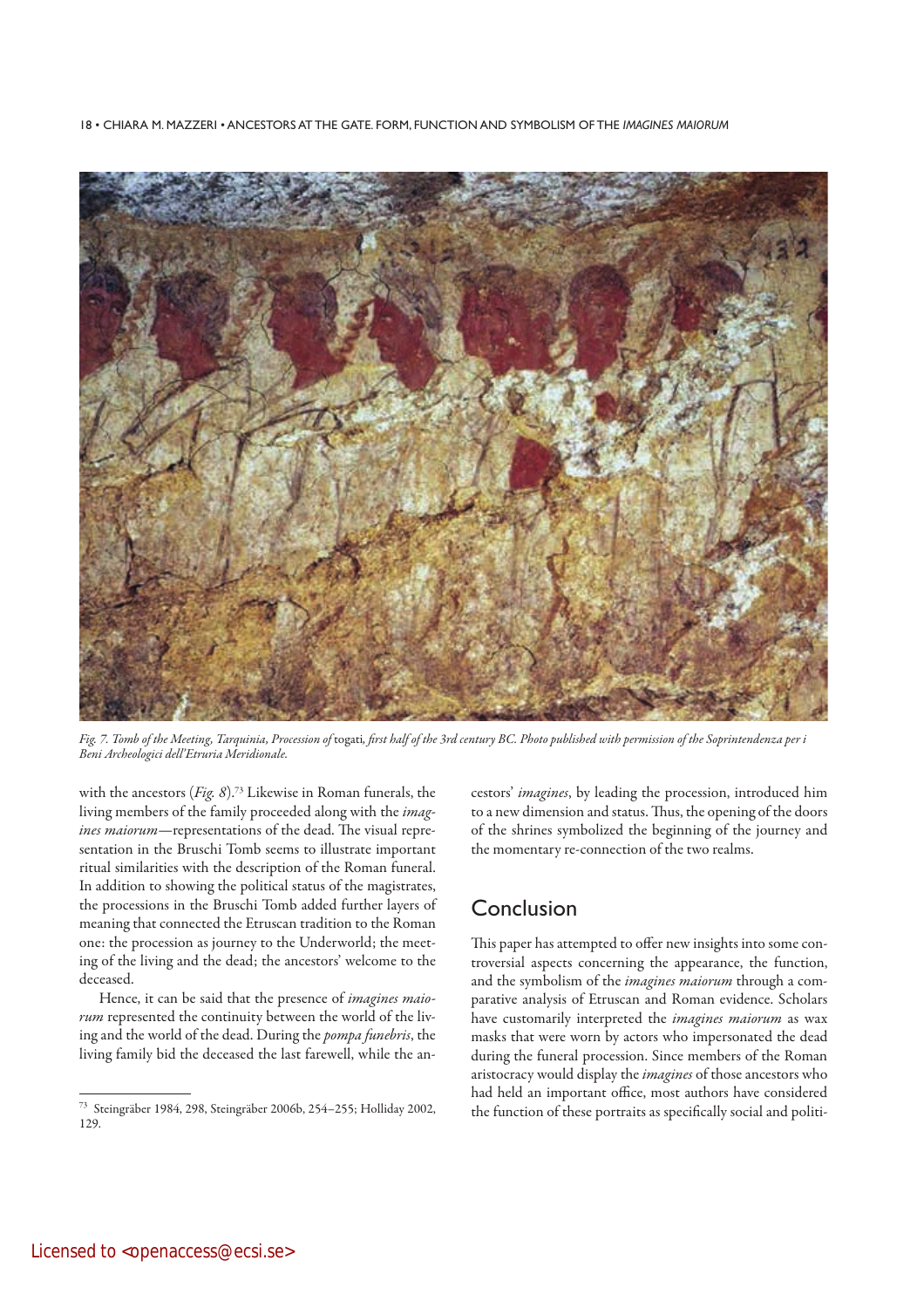*Fig. 7. Tomb of the Meeting, Tarquinia, Procession of* togati*, first half of the 3rd century BC. Photo published with permission of the Soprintendenza per i Beni Archeologici dell'Etruria Meridionale.*

with the ancestors (*Fig. 8*).[73] Likewise in Roman funerals, the living members of the family proceeded along with the *imagines maiorum*—representations of the dead. The visual representation in the Bruschi Tomb seems to illustrate important ritual similarities with the description of the Roman funeral. In addition to showing the political status of the magistrates, the processions in the Bruschi Tomb added further layers of meaning that connected the Etruscan tradition to the Roman one: the procession as journey to the Underworld; the meeting of the living and the dead; the ancestors' welcome to the deceased.

Hence, it can be said that the presence of *imagines maiorum* represented the continuity between the world of the living and the world of the dead. During the *pompa funebris*, the living family bid the deceased the last farewell, while the ancestors' *imagines*, by leading the procession, introduced him to a new dimension and status. Thus, the opening of the doors of the shrines symbolized the beginning of the journey and the momentary re-connection of the two realms.

## Conclusion

This paper has attempted to offer new insights into some controversial aspects concerning the appearance, the function, and the symbolism of the *imagines maiorum* through a comparative analysis of Etruscan and Roman evidence. Scholars have customarily interpreted the *imagines maiorum* as wax masks that were worn by actors who impersonated the dead during the funeral procession. Since members of the Roman aristocracy would display the *imagines* of those ancestors who had held an important office, most authors have considered the function of these portraits as specifically social and politi-

[73] Steingräber 1984, 298, Steingräber 2006b, 254–255; Holliday 2002, 129.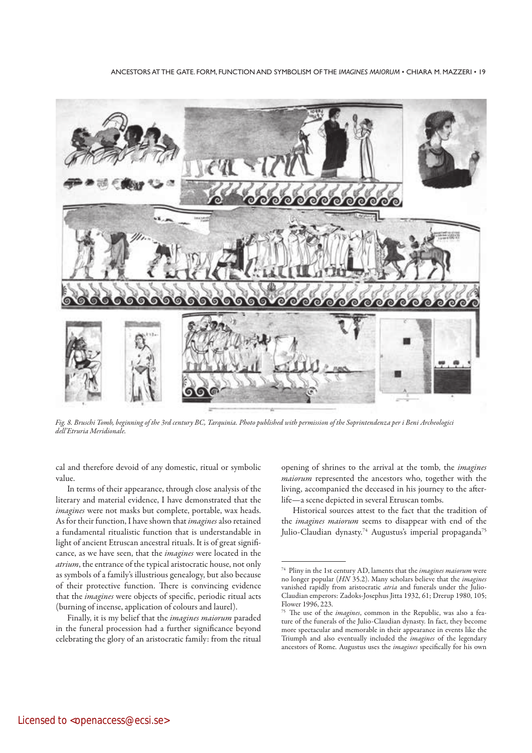*Fig. 8. Bruschi Tomb, beginning of the 3rd century BC, Tarquinia. Photo published with permission of the Soprintendenza per i Beni Archeologici dell'Etruria Meridionale.*

cal and therefore devoid of any domestic, ritual or symbolic value.

In terms of their appearance, through close analysis of the literary and material evidence, I have demonstrated that the *imagines* were not masks but complete, portable, wax heads. As for their function, I have shown that *imagines* also retained a fundamental ritualistic function that is understandable in light of ancient Etruscan ancestral rituals. It is of great significance, as we have seen, that the *imagines* were located in the *atrium*, the entrance of the typical aristocratic house, not only as symbols of a family's illustrious genealogy, but also because of their protective function. There is convincing evidence that the *imagines* were objects of specific, periodic ritual acts (burning of incense, application of colours and laurel).

Finally, it is my belief that the *imagines maiorum* paraded in the funeral procession had a further significance beyond celebrating the glory of an aristocratic family: from the ritual opening of shrines to the arrival at the tomb, the *imagines maiorum* represented the ancestors who, together with the living, accompanied the deceased in his journey to the afterlife—a scene depicted in several Etruscan tombs.

Historical sources attest to the fact that the tradition of the *imagines maiorum* seems to disappear with end of the Julio-Claudian dynasty.[74] Augustus's imperial propaganda[75]

---

[74] Pliny in the 1st century AD, laments that the *imagines maiorum* were no longer popular (*HN* 35.2). Many scholars believe that the *imagines* vanished rapidly from aristocratic *atria* and funerals under the Julio-Claudian emperors: Zadoks-Josephus Jitta 1932, 61; Drerup 1980, 105; Flower 1996, 223.

[75] The use of the *imagines*, common in the Republic, was also a feature of the funerals of the Julio-Claudian dynasty. In fact, they become more spectacular and memorable in their appearance in events like the Triumph and also eventually included the *imagines* of the legendary ancestors of Rome. Augustus uses the *imagines* specifically for his own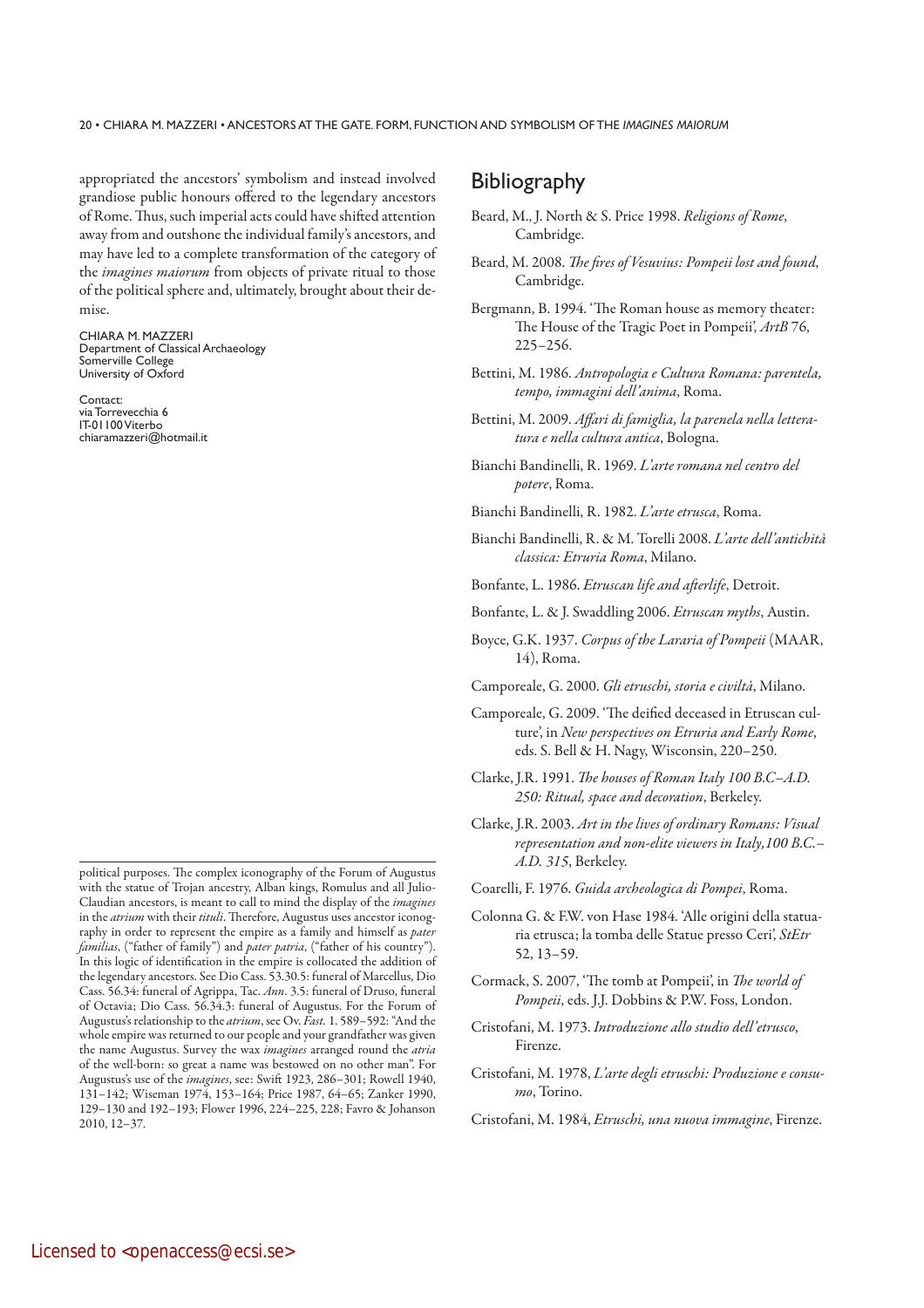appropriated the ancestors' symbolism and instead involved grandiose public honours offered to the legendary ancestors of Rome. Thus, such imperial acts could have shifted attention away from and outshone the individual family's ancestors, and may have led to a complete transformation of the category of the *imagines maiorum* from objects of private ritual to those of the political sphere and, ultimately, brought about their demise.

CHIARA M. MAZZERI
Department of Classical Archaeology
Somerville College
University of Oxford

Contact:
via Torrevecchia 6
IT-01100 Viterbo
chiaramazzeri@hotmail.it

political purposes. The complex iconography of the Forum of Augustus with the statue of Trojan ancestry, Alban kings, Romulus and all Julio-Claudian ancestors, is meant to call to mind the display of the *imagines* in the *atrium* with their *tituli*. Therefore, Augustus uses ancestor iconography in order to represent the empire as a family and himself as *pater familias*, ("father of family") and *pater patria*, ("father of his country"). In this logic of identification in the empire is collocated the addition of the legendary ancestors. See Dio Cass. 53.30.5: funeral of Marcellus, Dio Cass. 56.34: funeral of Agrippa, Tac. *Ann*. 3.5: funeral of Druso, funeral of Octavia; Dio Cass. 56.34.3: funeral of Augustus. For the Forum of Augustus's relationship to the *atrium*, see Ov. *Fast*. 1. 589–592: "And the whole empire was returned to our people and your grandfather was given the name Augustus. Survey the wax *imagines* arranged round the *atria* of the well-born: so great a name was bestowed on no other man". For Augustus's use of the *imagines*, see: Swift 1923, 286–301; Rowell 1940, 131–142; Wiseman 1974, 153–164; Price 1987, 64–65; Zanker 1990, 129–130 and 192–193; Flower 1996, 224–225, 228; Favro & Johanson 2010, 12–37.

## Bibliography

Beard, M., J. North & S. Price 1998. *Religions of Rome*, Cambridge.

Beard, M. 2008. *The fires of Vesuvius: Pompeii lost and found*, Cambridge.

Bergmann, B. 1994. 'The Roman house as memory theater: The House of the Tragic Poet in Pompeii', *ArtB* 76, 225–256.

Bettini, M. 1986. *Antropologia e Cultura Romana: parentela, tempo, immagini dell'anima*, Roma.

Bettini, M. 2009. *Affari di famiglia, la parenela nella letteratura e nella cultura antica*, Bologna.

Bianchi Bandinelli, R. 1969. *L'arte romana nel centro del potere*, Roma.

Bianchi Bandinelli, R. 1982. *L'arte etrusca*, Roma.

Bianchi Bandinelli, R. & M. Torelli 2008. *L'arte dell'antichità classica: Etruria Roma*, Milano.

Bonfante, L. 1986. *Etruscan life and afterlife*, Detroit.

Bonfante, L. & J. Swaddling 2006. *Etruscan myths*, Austin.

Boyce, G.K. 1937. *Corpus of the Lararia of Pompeii* (MAAR, 14), Roma.

Camporeale, G. 2000. *Gli etruschi, storia e civiltà*, Milano.

Camporeale, G. 2009. 'The deified deceased in Etruscan culture', in *New perspectives on Etruria and Early Rome*, eds. S. Bell & H. Nagy, Wisconsin, 220–250.

Clarke, J.R. 1991. *The houses of Roman Italy 100 B.C–A.D. 250: Ritual, space and decoration*, Berkeley.

Clarke, J.R. 2003. *Art in the lives of ordinary Romans: Visual representation and non-elite viewers in Italy,100 B.C.–A.D. 315*, Berkeley.

Coarelli, F. 1976. *Guida archeologica di Pompei*, Roma.

Colonna G. & F.W. von Hase 1984. 'Alle origini della statuaria etrusca; la tomba delle Statue presso Ceri', *StEtr* 52, 13–59.

Cormack, S. 2007, 'The tomb at Pompeii', in *The world of Pompeii*, eds. J.J. Dobbins & P.W. Foss, London.

Cristofani, M. 1973. *Introduzione allo studio dell'etrusco*, Firenze.

Cristofani, M. 1978, *L'arte degli etruschi: Produzione e consumo*, Torino.

Cristofani, M. 1984, *Etruschi, una nuova immagine*, Firenze.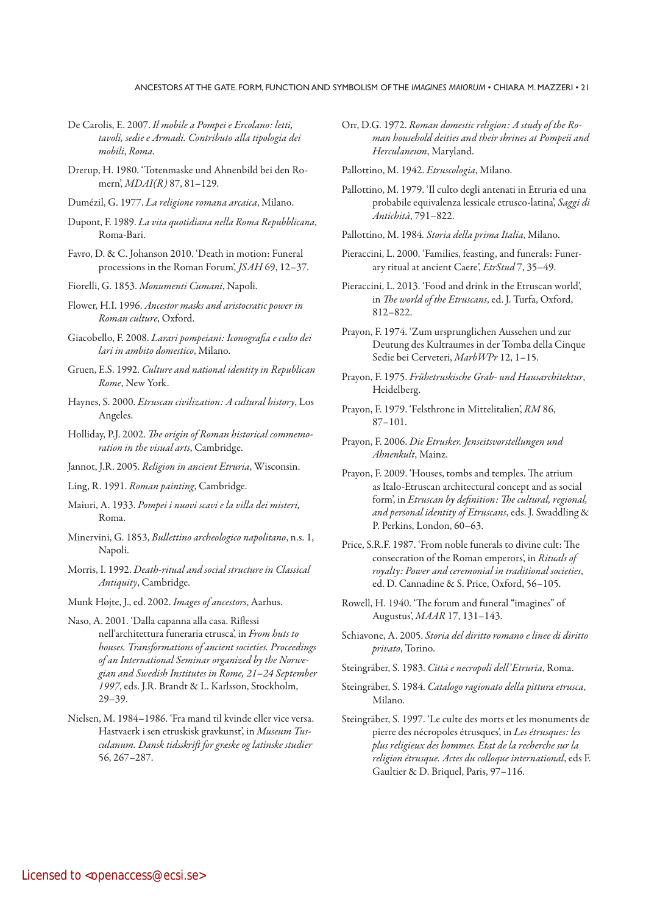De Carolis, E. 2007. *Il mobile a Pompei e Ercolano: letti, tavoli, sedie e Armadi. Contributo alla tipologia dei mobili*, Roma.

Drerup, H. 1980. 'Totenmaske und Ahnenbild bei den Romern', *MDAI(R)* 87, 81–129.

Dumézil, G. 1977. *La religione romana arcaica*, Milano.

Dupont, F. 1989. *La vita quotidiana nella Roma Repubblicana*, Roma-Bari.

Favro, D. & C. Johanson 2010. 'Death in motion: Funeral processions in the Roman Forum', *JSAH* 69, 12–37.

Fiorelli, G. 1853. *Monumenti Cumani*, Napoli.

Flower, H.I. 1996. *Ancestor masks and aristocratic power in Roman culture*, Oxford.

Giacobello, F. 2008. *Larari pompeiani: Iconografia e culto dei lari in ambito domestico*, Milano.

Gruen, E.S. 1992. *Culture and national identity in Republican Rome*, New York.

Haynes, S. 2000. *Etruscan civilization: A cultural history*, Los Angeles.

Holliday, P.J. 2002. *The origin of Roman historical commemoration in the visual arts*, Cambridge.

Jannot, J.R. 2005. *Religion in ancient Etruria*, Wisconsin.

Ling, R. 1991. *Roman painting*, Cambridge.

Maiuri, A. 1933. *Pompei i nuovi scavi e la villa dei misteri,* Roma.

Minervini, G. 1853, *Bullettino archeologico napolitano*, n.s. 1, Napoli.

Morris, I. 1992. *Death-ritual and social structure in Classical Antiquity*, Cambridge.

Munk Højte, J., ed. 2002. *Images of ancestors*, Aarhus.

Naso, A. 2001. 'Dalla capanna alla casa. Riflessi nell'architettura funeraria etrusca', in *From huts to houses. Transformations of ancient societies. Proceedings of an International Seminar organized by the Norwegian and Swedish Institutes in Rome, 21–24 September 1997*, eds. J.R. Brandt & L. Karlsson, Stockholm, 29–39.

Nielsen, M. 1984–1986. 'Fra mand til kvinde eller vice versa. Hastvaerk i sen etruskisk gravkunst', in *Museum Tusculanum. Dansk tidsskrift for græske og latinske studier* 56, 267–287.

Orr, D.G. 1972. *Roman domestic religion: A study of the Roman household deities and their shrines at Pompeii and Herculaneum*, Maryland.

Pallottino, M. 1942. *Etruscologia*, Milano.

Pallottino, M. 1979. 'Il culto degli antenati in Etruria ed una probabile equivalenza lessicale etrusco-latina', *Saggi di Antichità*, 791–822.

Pallottino, M. 1984. *Storia della prima Italia*, Milano.

Pieraccini, L. 2000. 'Families, feasting, and funerals: Funerary ritual at ancient Caere', *EtrStud* 7, 35–49.

Pieraccini, L. 2013. 'Food and drink in the Etruscan world', in *The world of the Etruscans*, ed. J. Turfa, Oxford, 812–822.

Prayon, F. 1974. 'Zum ursprunglichen Aussehen und zur Deutung des Kultraumes in der Tomba della Cinque Sedie bei Cerveteri, *MarbWPr* 12, 1–15.

Prayon, F. 1975. *Frühetruskische Grab- und Hausarchitektur*, Heidelberg.

Prayon, F. 1979. 'Felsthrone in Mittelitalien', *RM* 86, 87–101.

Prayon, F. 2006. *Die Etrusker. Jenseitsvorstellungen und Ahnenkult*, Mainz.

Prayon, F. 2009. 'Houses, tombs and temples. The atrium as Italo-Etruscan architectural concept and as social form', in *Etruscan by definition: The cultural, regional, and personal identity of Etruscans*, eds. J. Swaddling & P. Perkins, London, 60–63.

Price, S.R.F. 1987. 'From noble funerals to divine cult: The consecration of the Roman emperors', in *Rituals of royalty: Power and ceremonial in traditional societies*, ed. D. Cannadine & S. Price, Oxford, 56–105.

Rowell, H. 1940. 'The forum and funeral "imagines" of Augustus', *MAAR* 17, 131–143.

Schiavone, A. 2005. *Storia del diritto romano e linee di diritto privato*, Torino.

Steingräber, S. 1983. *Città e necropoli dell'Etruria*, Roma.

Steingräber, S. 1984. *Catalogo ragionato della pittura etrusca*, Milano.

Steingräber, S. 1997. 'Le culte des morts et les monuments de pierre des nécropoles étrusques', in *Les étrusques: les plus religieux des hommes. Etat de la recherche sur la religion étrusque. Actes du colloque international*, eds F. Gaultier & D. Briquel, Paris, 97–116.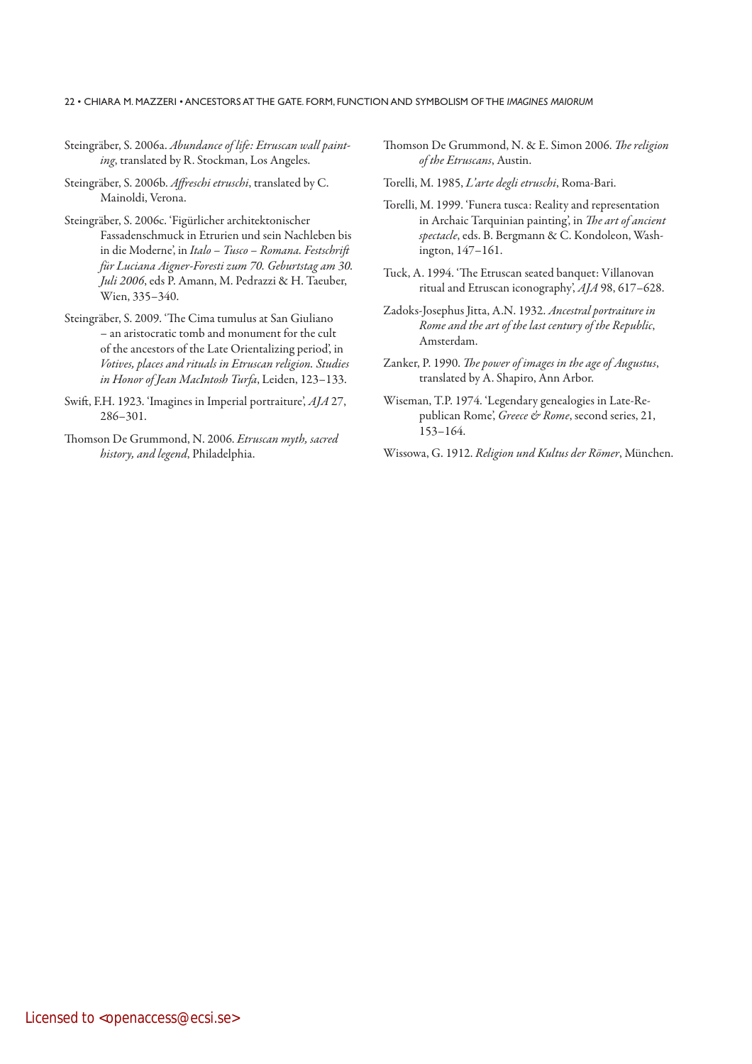Steingräber, S. 2006a. *Abundance of life: Etruscan wall painting*, translated by R. Stockman, Los Angeles.

Steingräber, S. 2006b. *Affreschi etruschi*, translated by C. Mainoldi, Verona.

Steingräber, S. 2006c. 'Figürlicher architektonischer Fassadenschmuck in Etrurien und sein Nachleben bis in die Moderne', in *Italo – Tusco – Romana. Festschrift für Luciana Aigner-Foresti zum 70. Geburtstag am 30. Juli 2006*, eds P. Amann, M. Pedrazzi & H. Taeuber, Wien, 335–340.

Steingräber, S. 2009. 'The Cima tumulus at San Giuliano – an aristocratic tomb and monument for the cult of the ancestors of the Late Orientalizing period', in *Votives, places and rituals in Etruscan religion. Studies in Honor of Jean MacIntosh Turfa*, Leiden, 123–133.

Swift, F.H. 1923. 'Imagines in Imperial portraiture', *AJA* 27, 286–301.

Thomson De Grummond, N. 2006. *Etruscan myth, sacred history, and legend*, Philadelphia.

Thomson De Grummond, N. & E. Simon 2006. *The religion of the Etruscans*, Austin.

Torelli, M. 1985, *L'arte degli etruschi*, Roma-Bari.

Torelli, M. 1999. 'Funera tusca: Reality and representation in Archaic Tarquinian painting', in *The art of ancient spectacle*, eds. B. Bergmann & C. Kondoleon, Washington, 147–161.

Tuck, A. 1994. 'The Etruscan seated banquet: Villanovan ritual and Etruscan iconography', *AJA* 98, 617–628.

Zadoks-Josephus Jitta, A.N. 1932. *Ancestral portraiture in Rome and the art of the last century of the Republic*, Amsterdam.

Zanker, P. 1990. *The power of images in the age of Augustus*, translated by A. Shapiro, Ann Arbor.

Wiseman, T.P. 1974. 'Legendary genealogies in Late-Republican Rome', *Greece & Rome*, second series, 21, 153–164.

Wissowa, G. 1912. *Religion und Kultus der Römer*, München.